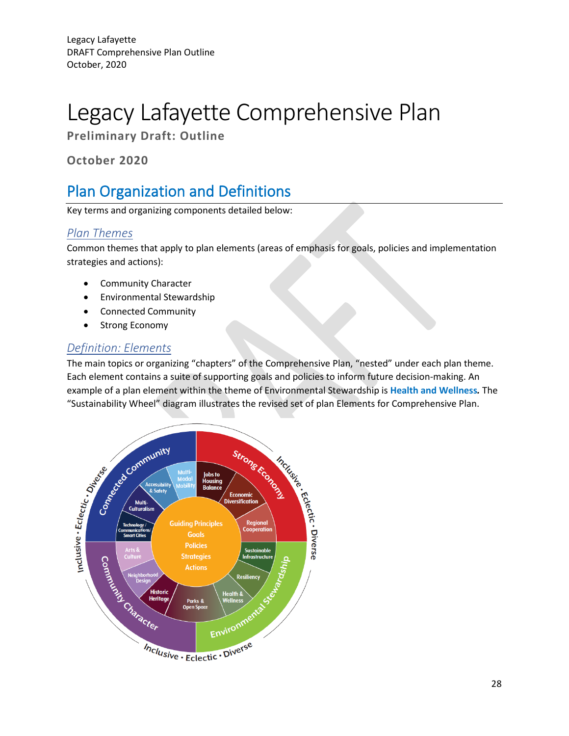Legacy Lafayette
DRAFT Comprehensive Plan Outline
October, 2020

# Legacy Lafayette Comprehensive Plan

**Preliminary Draft: Outline**

**October 2020**

## Plan Organization and Definitions

Key terms and organizing components detailed below:

### *Plan Themes*

Common themes that apply to plan elements (areas of emphasis for goals, policies and implementation strategies and actions):

- Community Character
- Environmental Stewardship
- Connected Community
- Strong Economy

### *Definition: Elements*

The main topics or organizing "chapters" of the Comprehensive Plan, "nested" under each plan theme. Each element contains a suite of supporting goals and policies to inform future decision-making. An example of a plan element within the theme of Environmental Stewardship is **Health and Wellness*.*** The "Sustainability Wheel" diagram illustrates the revised set of plan Elements for Comprehensive Plan.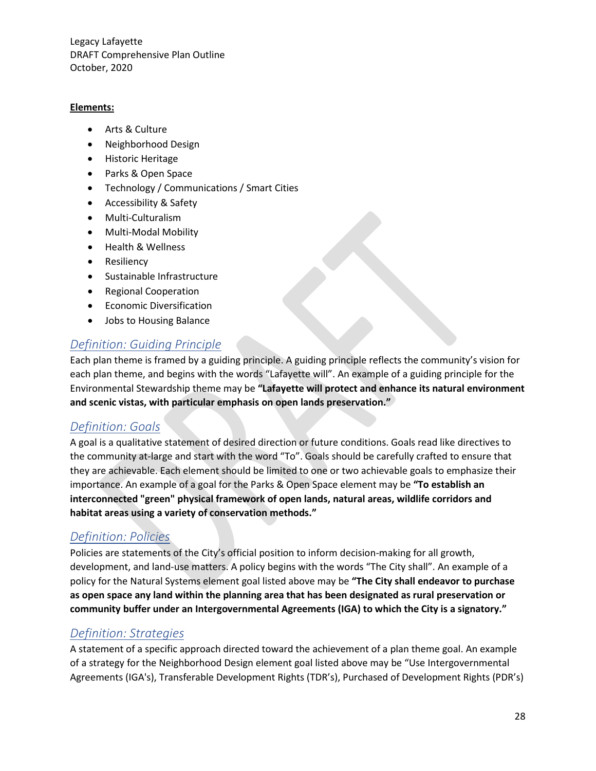Legacy Lafayette
DRAFT Comprehensive Plan Outline
October, 2020

**Elements:**

- Arts & Culture
- Neighborhood Design
- Historic Heritage
- Parks & Open Space
- Technology / Communications / Smart Cities
- Accessibility & Safety
- Multi-Culturalism
- Multi-Modal Mobility
- Health & Wellness
- Resiliency
- Sustainable Infrastructure
- Regional Cooperation
- Economic Diversification
- Jobs to Housing Balance

## *Definition: Guiding Principle*

Each plan theme is framed by a guiding principle. A guiding principle reflects the community's vision for each plan theme, and begins with the words "Lafayette will". An example of a guiding principle for the Environmental Stewardship theme may be **"Lafayette will protect and enhance its natural environment and scenic vistas, with particular emphasis on open lands preservation."**

## *Definition: Goals*

A goal is a qualitative statement of desired direction or future conditions. Goals read like directives to the community at-large and start with the word "To". Goals should be carefully crafted to ensure that they are achievable. Each element should be limited to one or two achievable goals to emphasize their importance. An example of a goal for the Parks & Open Space element may be **"To establish an interconnected "green" physical framework of open lands, natural areas, wildlife corridors and habitat areas using a variety of conservation methods."**

## *Definition: Policies*

Policies are statements of the City's official position to inform decision-making for all growth, development, and land-use matters. A policy begins with the words "The City shall". An example of a policy for the Natural Systems element goal listed above may be **"The City shall endeavor to purchase as open space any land within the planning area that has been designated as rural preservation or community buffer under an Intergovernmental Agreements (IGA) to which the City is a signatory."**

## *Definition: Strategies*

A statement of a specific approach directed toward the achievement of a plan theme goal. An example of a strategy for the Neighborhood Design element goal listed above may be "Use Intergovernmental Agreements (IGA's), Transferable Development Rights (TDR's), Purchased of Development Rights (PDR's)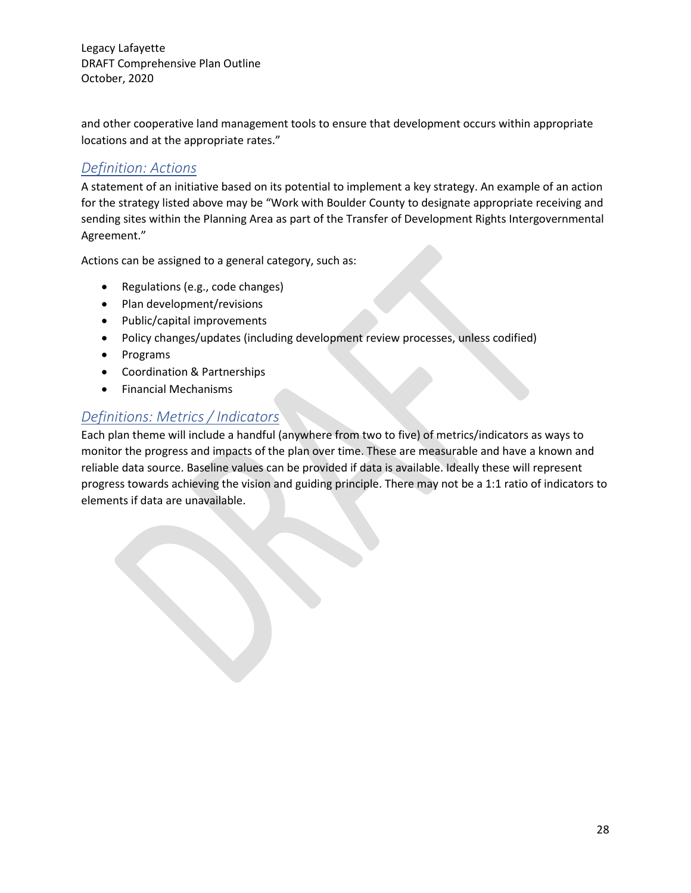and other cooperative land management tools to ensure that development occurs within appropriate locations and at the appropriate rates."

## *Definition: Actions*

A statement of an initiative based on its potential to implement a key strategy. An example of an action for the strategy listed above may be "Work with Boulder County to designate appropriate receiving and sending sites within the Planning Area as part of the Transfer of Development Rights Intergovernmental Agreement."

Actions can be assigned to a general category, such as:

- Regulations (e.g., code changes)
- Plan development/revisions
- Public/capital improvements
- Policy changes/updates (including development review processes, unless codified)
- Programs
- Coordination & Partnerships
- Financial Mechanisms

## *Definitions: Metrics / Indicators*

Each plan theme will include a handful (anywhere from two to five) of metrics/indicators as ways to monitor the progress and impacts of the plan over time. These are measurable and have a known and reliable data source. Baseline values can be provided if data is available. Ideally these will represent progress towards achieving the vision and guiding principle. There may not be a 1:1 ratio of indicators to elements if data are unavailable.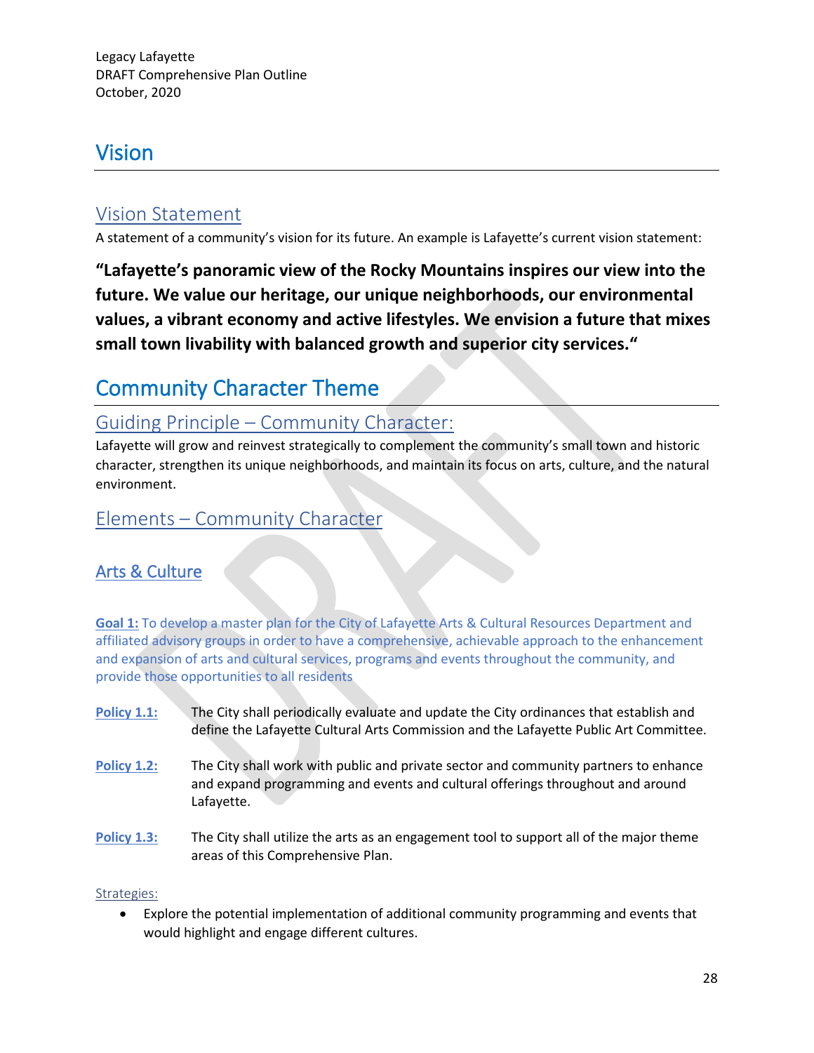# Vision

## Vision Statement

A statement of a community's vision for its future. An example is Lafayette's current vision statement:

**"Lafayette's panoramic view of the Rocky Mountains inspires our view into the future. We value our heritage, our unique neighborhoods, our environmental values, a vibrant economy and active lifestyles. We envision a future that mixes small town livability with balanced growth and superior city services."**

# Community Character Theme

## Guiding Principle – Community Character:

Lafayette will grow and reinvest strategically to complement the community's small town and historic character, strengthen its unique neighborhoods, and maintain its focus on arts, culture, and the natural environment.

## Elements – Community Character

### Arts & Culture

**Goal 1:** To develop a master plan for the City of Lafayette Arts & Cultural Resources Department and affiliated advisory groups in order to have a comprehensive, achievable approach to the enhancement and expansion of arts and cultural services, programs and events throughout the community, and provide those opportunities to all residents

**Policy 1.1:** The City shall periodically evaluate and update the City ordinances that establish and define the Lafayette Cultural Arts Commission and the Lafayette Public Art Committee.

**Policy 1.2:** The City shall work with public and private sector and community partners to enhance and expand programming and events and cultural offerings throughout and around Lafayette.

**Policy 1.3:** The City shall utilize the arts as an engagement tool to support all of the major theme areas of this Comprehensive Plan.

Strategies:

- Explore the potential implementation of additional community programming and events that would highlight and engage different cultures.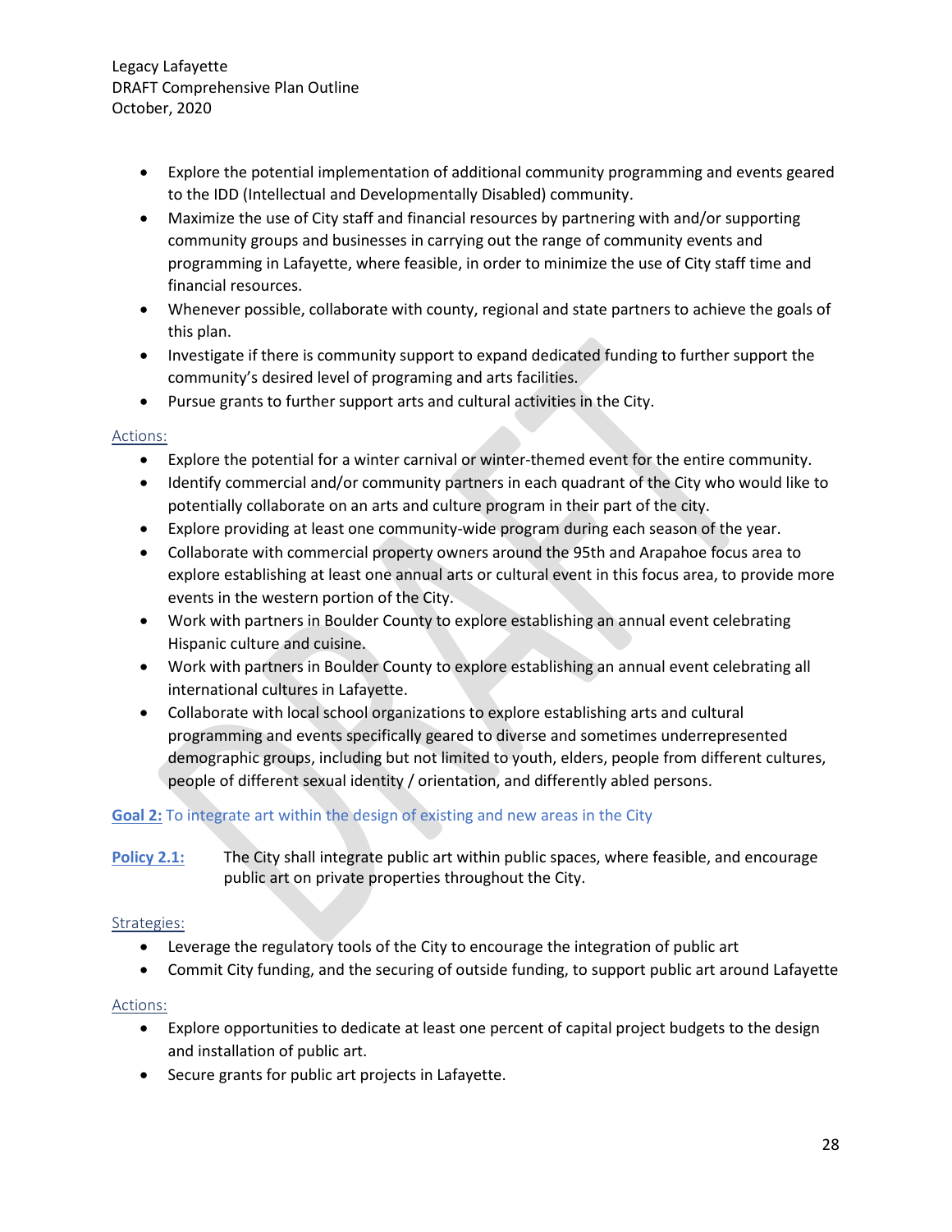- Explore the potential implementation of additional community programming and events geared to the IDD (Intellectual and Developmentally Disabled) community.
- Maximize the use of City staff and financial resources by partnering with and/or supporting community groups and businesses in carrying out the range of community events and programming in Lafayette, where feasible, in order to minimize the use of City staff time and financial resources.
- Whenever possible, collaborate with county, regional and state partners to achieve the goals of this plan.
- Investigate if there is community support to expand dedicated funding to further support the community's desired level of programing and arts facilities.
- Pursue grants to further support arts and cultural activities in the City.

Actions:

- Explore the potential for a winter carnival or winter-themed event for the entire community.
- Identify commercial and/or community partners in each quadrant of the City who would like to potentially collaborate on an arts and culture program in their part of the city.
- Explore providing at least one community-wide program during each season of the year.
- Collaborate with commercial property owners around the 95th and Arapahoe focus area to explore establishing at least one annual arts or cultural event in this focus area, to provide more events in the western portion of the City.
- Work with partners in Boulder County to explore establishing an annual event celebrating Hispanic culture and cuisine.
- Work with partners in Boulder County to explore establishing an annual event celebrating all international cultures in Lafayette.
- Collaborate with local school organizations to explore establishing arts and cultural programming and events specifically geared to diverse and sometimes underrepresented demographic groups, including but not limited to youth, elders, people from different cultures, people of different sexual identity / orientation, and differently abled persons.

**Goal 2:** To integrate art within the design of existing and new areas in the City

**Policy 2.1:** The City shall integrate public art within public spaces, where feasible, and encourage public art on private properties throughout the City.

Strategies:

- Leverage the regulatory tools of the City to encourage the integration of public art
- Commit City funding, and the securing of outside funding, to support public art around Lafayette

Actions:

- Explore opportunities to dedicate at least one percent of capital project budgets to the design and installation of public art.
- Secure grants for public art projects in Lafayette.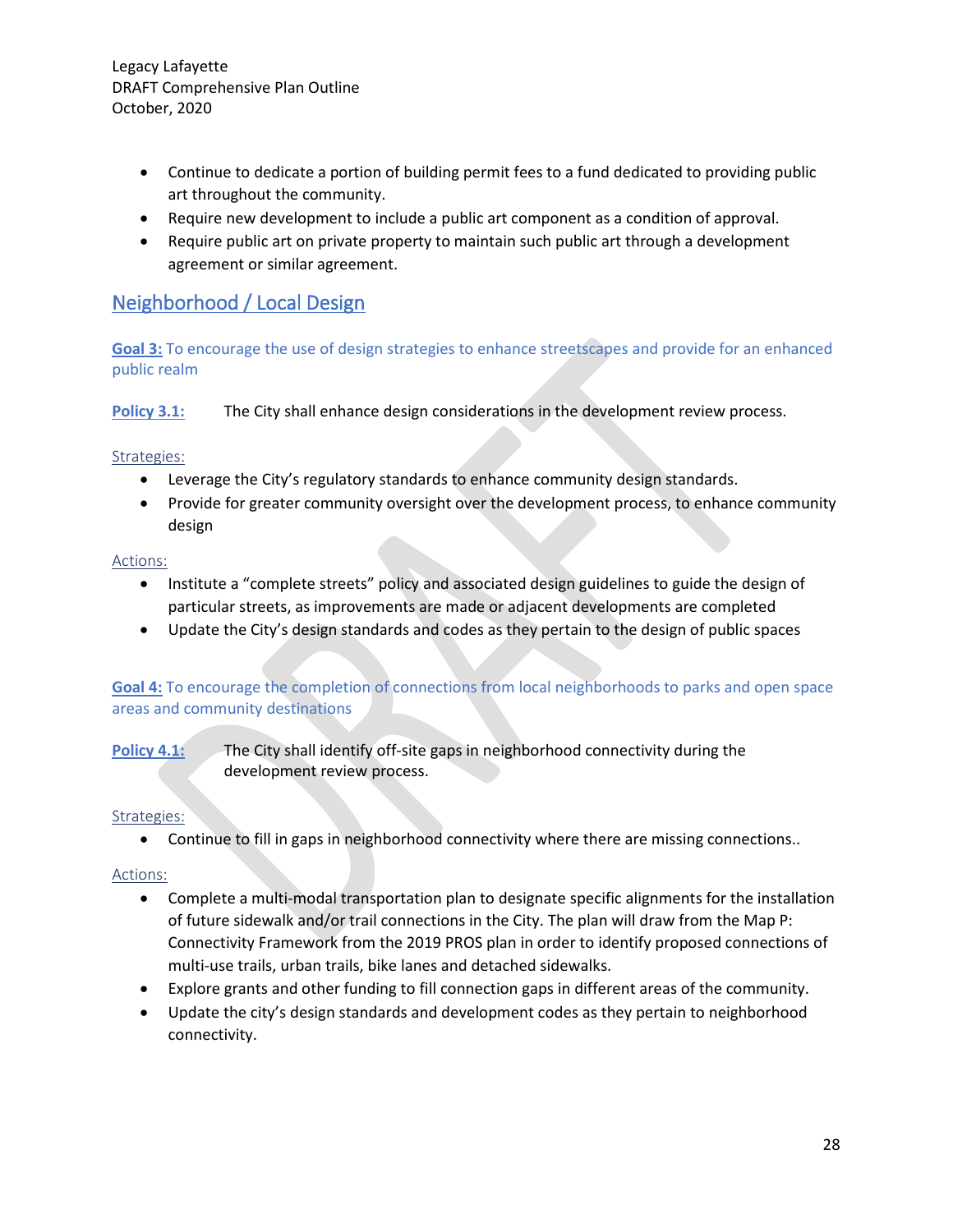- Continue to dedicate a portion of building permit fees to a fund dedicated to providing public art throughout the community.
- Require new development to include a public art component as a condition of approval.
- Require public art on private property to maintain such public art through a development agreement or similar agreement.

## Neighborhood / Local Design

**Goal 3:** To encourage the use of design strategies to enhance streetscapes and provide for an enhanced public realm

**Policy 3.1:** The City shall enhance design considerations in the development review process.

Strategies:

- Leverage the City's regulatory standards to enhance community design standards.
- Provide for greater community oversight over the development process, to enhance community design

Actions:

- Institute a "complete streets" policy and associated design guidelines to guide the design of particular streets, as improvements are made or adjacent developments are completed
- Update the City's design standards and codes as they pertain to the design of public spaces

**Goal 4:** To encourage the completion of connections from local neighborhoods to parks and open space areas and community destinations

**Policy 4.1:** The City shall identify off-site gaps in neighborhood connectivity during the development review process.

Strategies:

- Continue to fill in gaps in neighborhood connectivity where there are missing connections..

Actions:

- Complete a multi-modal transportation plan to designate specific alignments for the installation of future sidewalk and/or trail connections in the City. The plan will draw from the Map P: Connectivity Framework from the 2019 PROS plan in order to identify proposed connections of multi-use trails, urban trails, bike lanes and detached sidewalks.
- Explore grants and other funding to fill connection gaps in different areas of the community.
- Update the city's design standards and development codes as they pertain to neighborhood connectivity.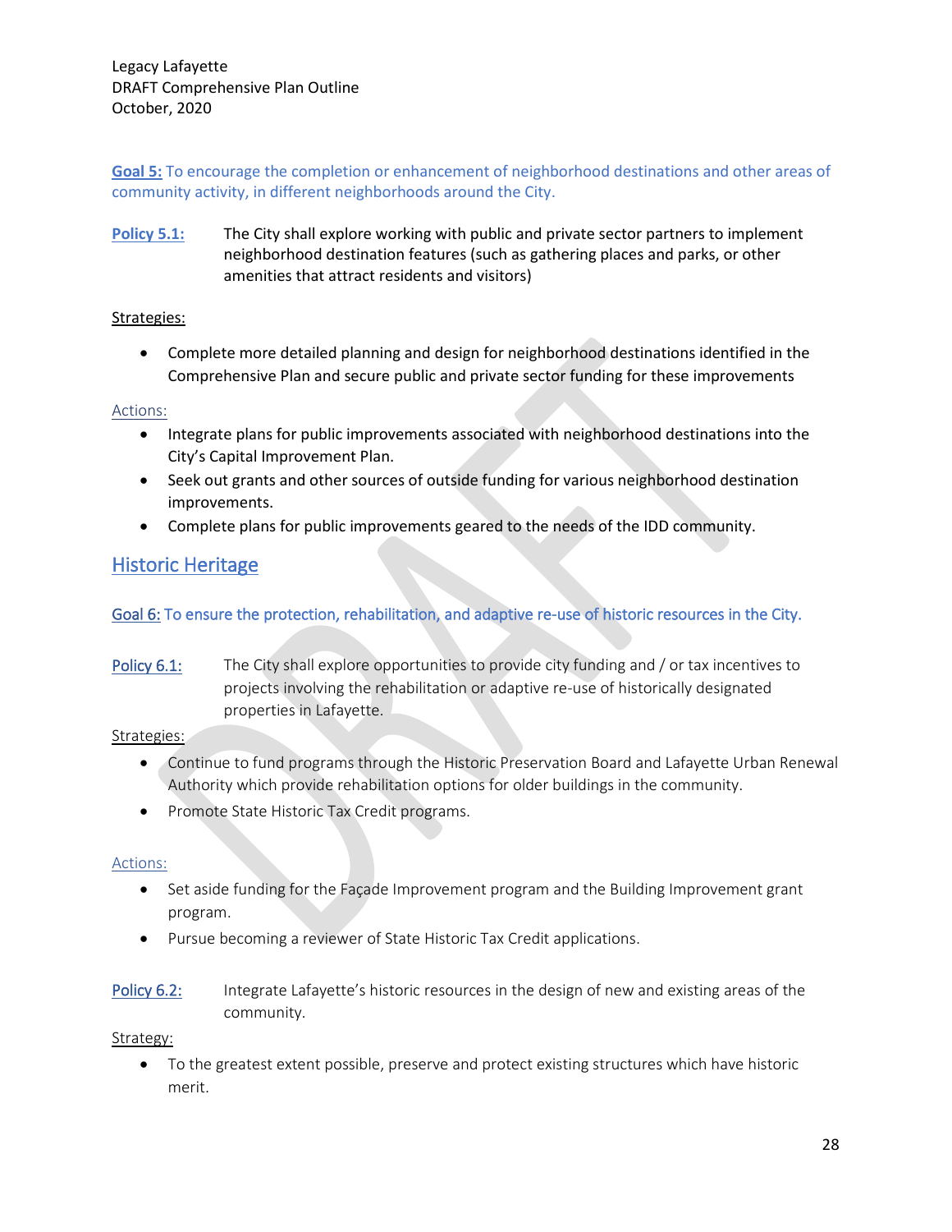**Goal 5:** To encourage the completion or enhancement of neighborhood destinations and other areas of community activity, in different neighborhoods around the City.

**Policy 5.1:** The City shall explore working with public and private sector partners to implement neighborhood destination features (such as gathering places and parks, or other amenities that attract residents and visitors)

Strategies:

- Complete more detailed planning and design for neighborhood destinations identified in the Comprehensive Plan and secure public and private sector funding for these improvements

Actions:

- Integrate plans for public improvements associated with neighborhood destinations into the City's Capital Improvement Plan.
- Seek out grants and other sources of outside funding for various neighborhood destination improvements.
- Complete plans for public improvements geared to the needs of the IDD community.

## Historic Heritage

**Goal 6:** To ensure the protection, rehabilitation, and adaptive re-use of historic resources in the City.

**Policy 6.1:** The City shall explore opportunities to provide city funding and / or tax incentives to projects involving the rehabilitation or adaptive re-use of historically designated properties in Lafayette.

Strategies:

- Continue to fund programs through the Historic Preservation Board and Lafayette Urban Renewal Authority which provide rehabilitation options for older buildings in the community.
- Promote State Historic Tax Credit programs.

Actions:

- Set aside funding for the Façade Improvement program and the Building Improvement grant program.
- Pursue becoming a reviewer of State Historic Tax Credit applications.

**Policy 6.2:** Integrate Lafayette's historic resources in the design of new and existing areas of the community.

Strategy:

- To the greatest extent possible, preserve and protect existing structures which have historic merit.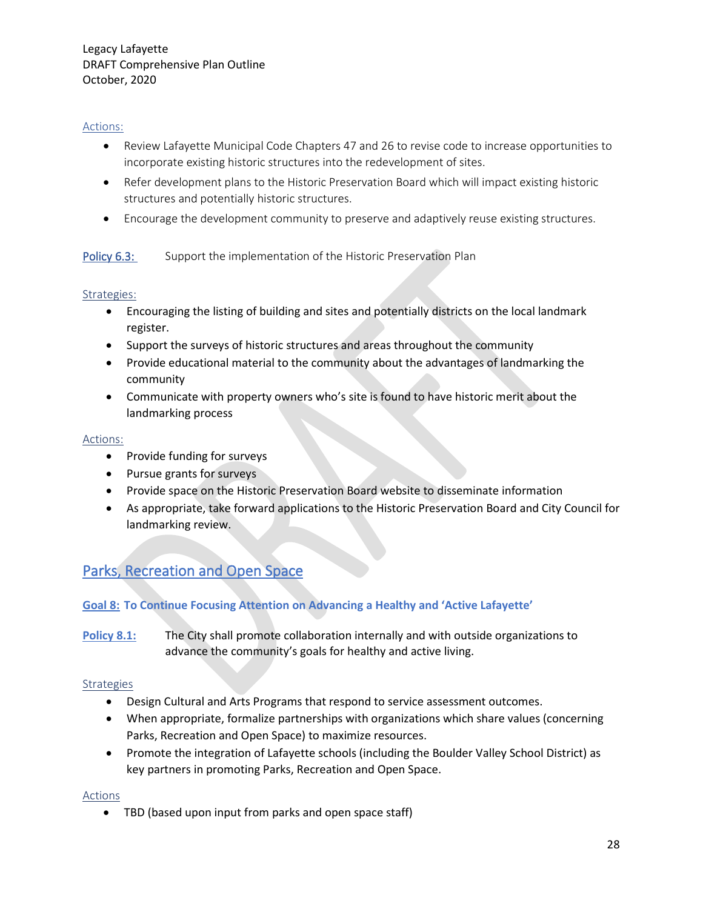Actions:

- Review Lafayette Municipal Code Chapters 47 and 26 to revise code to increase opportunities to incorporate existing historic structures into the redevelopment of sites.
- Refer development plans to the Historic Preservation Board which will impact existing historic structures and potentially historic structures.
- Encourage the development community to preserve and adaptively reuse existing structures.

Policy 6.3: Support the implementation of the Historic Preservation Plan

Strategies:

- Encouraging the listing of building and sites and potentially districts on the local landmark register.
- Support the surveys of historic structures and areas throughout the community
- Provide educational material to the community about the advantages of landmarking the community
- Communicate with property owners who's site is found to have historic merit about the landmarking process

Actions:

- Provide funding for surveys
- Pursue grants for surveys
- Provide space on the Historic Preservation Board website to disseminate information
- As appropriate, take forward applications to the Historic Preservation Board and City Council for landmarking review.

## Parks, Recreation and Open Space

### Goal 8: To Continue Focusing Attention on Advancing a Healthy and 'Active Lafayette'

**Policy 8.1:** The City shall promote collaboration internally and with outside organizations to advance the community's goals for healthy and active living.

Strategies

- Design Cultural and Arts Programs that respond to service assessment outcomes.
- When appropriate, formalize partnerships with organizations which share values (concerning Parks, Recreation and Open Space) to maximize resources.
- Promote the integration of Lafayette schools (including the Boulder Valley School District) as key partners in promoting Parks, Recreation and Open Space.

Actions

- TBD (based upon input from parks and open space staff)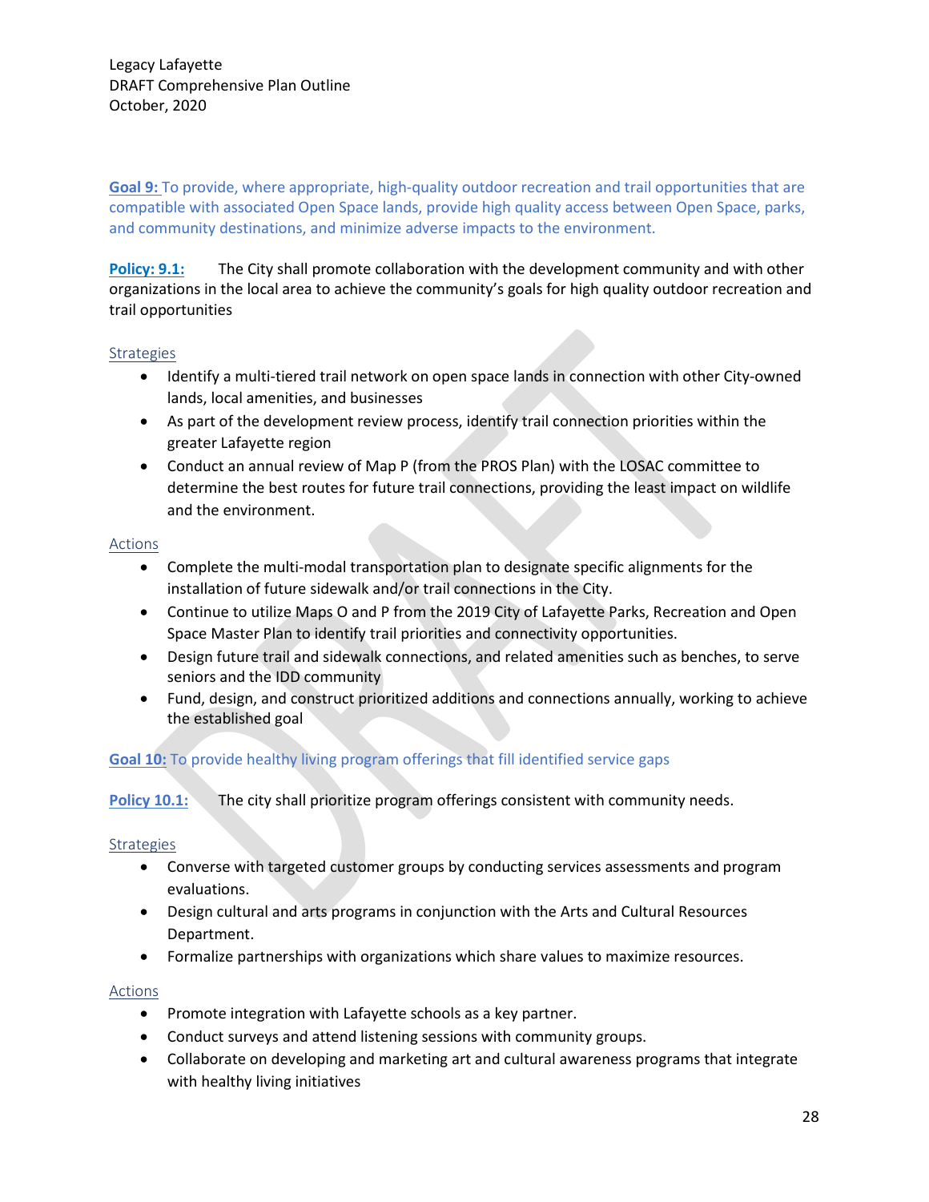**Goal 9:** To provide, where appropriate, high-quality outdoor recreation and trail opportunities that are compatible with associated Open Space lands, provide high quality access between Open Space, parks, and community destinations, and minimize adverse impacts to the environment.

**Policy: 9.1:** The City shall promote collaboration with the development community and with other organizations in the local area to achieve the community's goals for high quality outdoor recreation and trail opportunities

Strategies

- Identify a multi-tiered trail network on open space lands in connection with other City-owned lands, local amenities, and businesses
- As part of the development review process, identify trail connection priorities within the greater Lafayette region
- Conduct an annual review of Map P (from the PROS Plan) with the LOSAC committee to determine the best routes for future trail connections, providing the least impact on wildlife and the environment.

Actions

- Complete the multi-modal transportation plan to designate specific alignments for the installation of future sidewalk and/or trail connections in the City.
- Continue to utilize Maps O and P from the 2019 City of Lafayette Parks, Recreation and Open Space Master Plan to identify trail priorities and connectivity opportunities.
- Design future trail and sidewalk connections, and related amenities such as benches, to serve seniors and the IDD community
- Fund, design, and construct prioritized additions and connections annually, working to achieve the established goal

**Goal 10:** To provide healthy living program offerings that fill identified service gaps

**Policy 10.1:** The city shall prioritize program offerings consistent with community needs.

Strategies

- Converse with targeted customer groups by conducting services assessments and program evaluations.
- Design cultural and arts programs in conjunction with the Arts and Cultural Resources Department.
- Formalize partnerships with organizations which share values to maximize resources.

Actions

- Promote integration with Lafayette schools as a key partner.
- Conduct surveys and attend listening sessions with community groups.
- Collaborate on developing and marketing art and cultural awareness programs that integrate with healthy living initiatives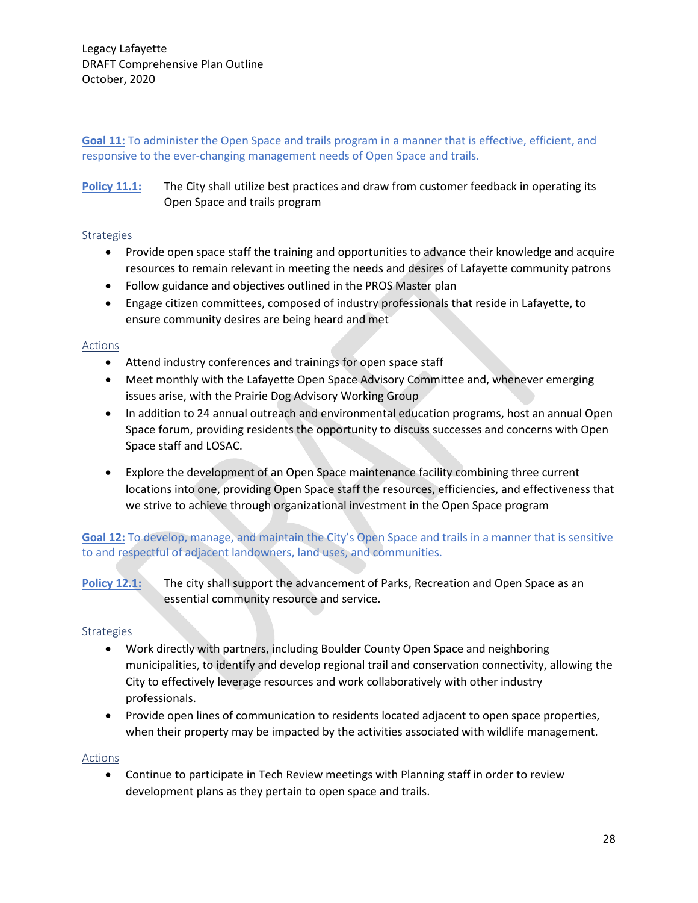**Goal 11:** To administer the Open Space and trails program in a manner that is effective, efficient, and responsive to the ever-changing management needs of Open Space and trails.

**Policy 11.1:** The City shall utilize best practices and draw from customer feedback in operating its Open Space and trails program

Strategies

- Provide open space staff the training and opportunities to advance their knowledge and acquire resources to remain relevant in meeting the needs and desires of Lafayette community patrons
- Follow guidance and objectives outlined in the PROS Master plan
- Engage citizen committees, composed of industry professionals that reside in Lafayette, to ensure community desires are being heard and met

Actions

- Attend industry conferences and trainings for open space staff
- Meet monthly with the Lafayette Open Space Advisory Committee and, whenever emerging issues arise, with the Prairie Dog Advisory Working Group
- In addition to 24 annual outreach and environmental education programs, host an annual Open Space forum, providing residents the opportunity to discuss successes and concerns with Open Space staff and LOSAC.
- Explore the development of an Open Space maintenance facility combining three current locations into one, providing Open Space staff the resources, efficiencies, and effectiveness that we strive to achieve through organizational investment in the Open Space program

**Goal 12:** To develop, manage, and maintain the City's Open Space and trails in a manner that is sensitive to and respectful of adjacent landowners, land uses, and communities.

**Policy 12.1:** The city shall support the advancement of Parks, Recreation and Open Space as an essential community resource and service.

Strategies

- Work directly with partners, including Boulder County Open Space and neighboring municipalities, to identify and develop regional trail and conservation connectivity, allowing the City to effectively leverage resources and work collaboratively with other industry professionals.
- Provide open lines of communication to residents located adjacent to open space properties, when their property may be impacted by the activities associated with wildlife management.

Actions

- Continue to participate in Tech Review meetings with Planning staff in order to review development plans as they pertain to open space and trails.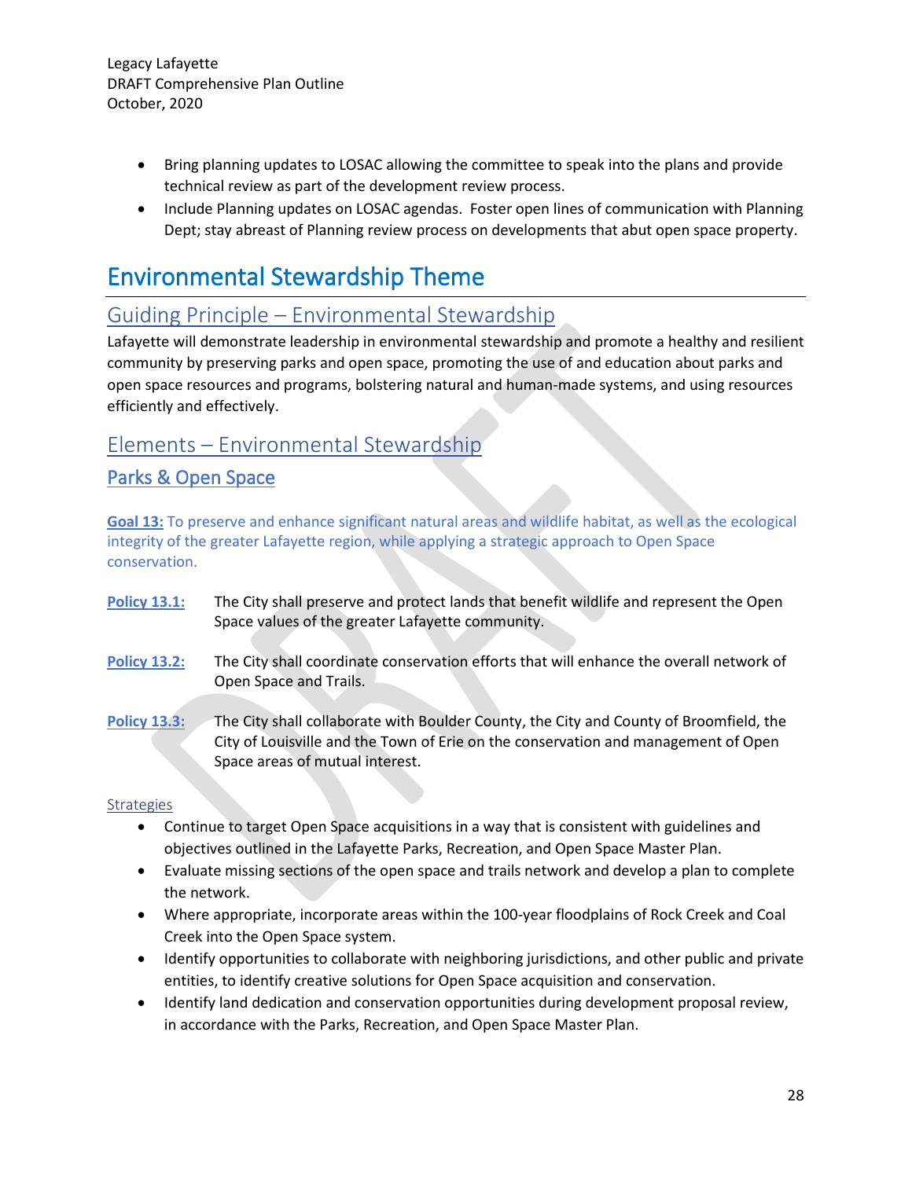- Bring planning updates to LOSAC allowing the committee to speak into the plans and provide technical review as part of the development review process.
- Include Planning updates on LOSAC agendas. Foster open lines of communication with Planning Dept; stay abreast of Planning review process on developments that abut open space property.

# Environmental Stewardship Theme

## Guiding Principle – Environmental Stewardship

Lafayette will demonstrate leadership in environmental stewardship and promote a healthy and resilient community by preserving parks and open space, promoting the use of and education about parks and open space resources and programs, bolstering natural and human-made systems, and using resources efficiently and effectively.

## Elements – Environmental Stewardship

### Parks & Open Space

**Goal 13:** To preserve and enhance significant natural areas and wildlife habitat, as well as the ecological integrity of the greater Lafayette region, while applying a strategic approach to Open Space conservation.

**Policy 13.1:** The City shall preserve and protect lands that benefit wildlife and represent the Open Space values of the greater Lafayette community.

**Policy 13.2:** The City shall coordinate conservation efforts that will enhance the overall network of Open Space and Trails.

**Policy 13.3:** The City shall collaborate with Boulder County, the City and County of Broomfield, the City of Louisville and the Town of Erie on the conservation and management of Open Space areas of mutual interest.

Strategies

- Continue to target Open Space acquisitions in a way that is consistent with guidelines and objectives outlined in the Lafayette Parks, Recreation, and Open Space Master Plan.
- Evaluate missing sections of the open space and trails network and develop a plan to complete the network.
- Where appropriate, incorporate areas within the 100-year floodplains of Rock Creek and Coal Creek into the Open Space system.
- Identify opportunities to collaborate with neighboring jurisdictions, and other public and private entities, to identify creative solutions for Open Space acquisition and conservation.
- Identify land dedication and conservation opportunities during development proposal review, in accordance with the Parks, Recreation, and Open Space Master Plan.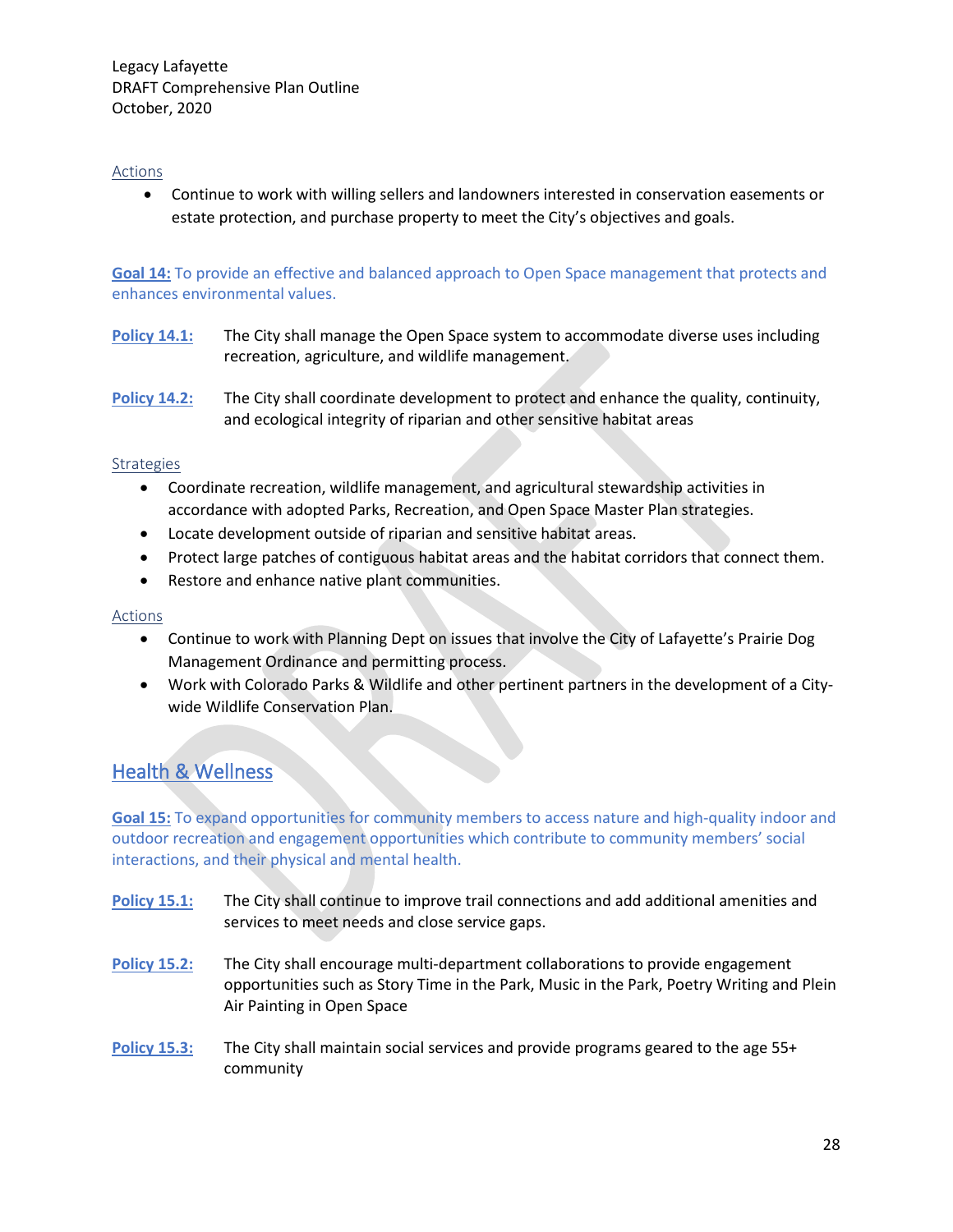Actions

- Continue to work with willing sellers and landowners interested in conservation easements or estate protection, and purchase property to meet the City's objectives and goals.

**Goal 14:** To provide an effective and balanced approach to Open Space management that protects and enhances environmental values.

**Policy 14.1:** The City shall manage the Open Space system to accommodate diverse uses including recreation, agriculture, and wildlife management.

**Policy 14.2:** The City shall coordinate development to protect and enhance the quality, continuity, and ecological integrity of riparian and other sensitive habitat areas

Strategies

- Coordinate recreation, wildlife management, and agricultural stewardship activities in accordance with adopted Parks, Recreation, and Open Space Master Plan strategies.
- Locate development outside of riparian and sensitive habitat areas.
- Protect large patches of contiguous habitat areas and the habitat corridors that connect them.
- Restore and enhance native plant communities.

Actions

- Continue to work with Planning Dept on issues that involve the City of Lafayette's Prairie Dog Management Ordinance and permitting process.
- Work with Colorado Parks & Wildlife and other pertinent partners in the development of a City-wide Wildlife Conservation Plan.

## Health & Wellness

**Goal 15:** To expand opportunities for community members to access nature and high-quality indoor and outdoor recreation and engagement opportunities which contribute to community members' social interactions, and their physical and mental health.

**Policy 15.1:** The City shall continue to improve trail connections and add additional amenities and services to meet needs and close service gaps.

**Policy 15.2:** The City shall encourage multi-department collaborations to provide engagement opportunities such as Story Time in the Park, Music in the Park, Poetry Writing and Plein Air Painting in Open Space

**Policy 15.3:** The City shall maintain social services and provide programs geared to the age 55+ community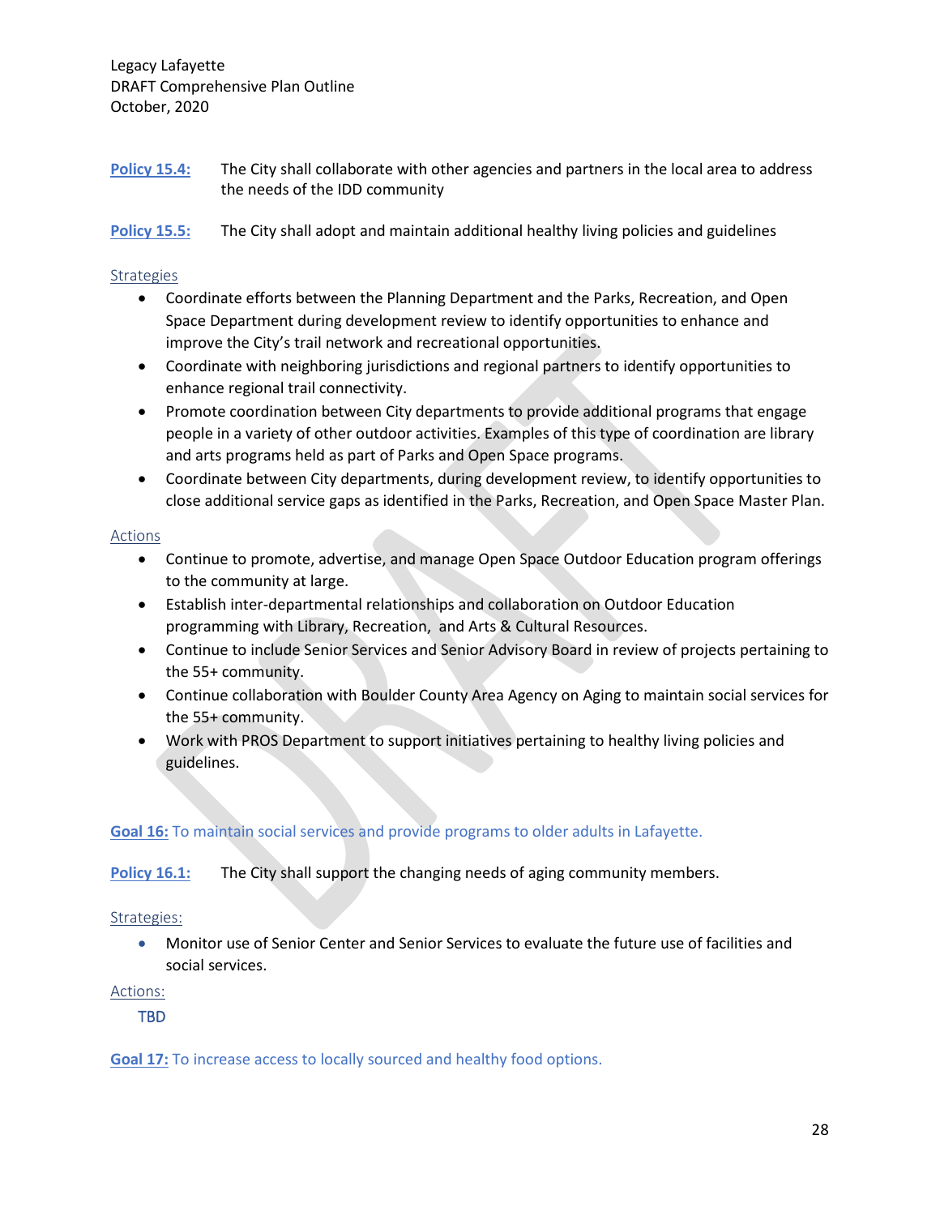**Policy 15.4:** The City shall collaborate with other agencies and partners in the local area to address the needs of the IDD community

**Policy 15.5:** The City shall adopt and maintain additional healthy living policies and guidelines

Strategies

- Coordinate efforts between the Planning Department and the Parks, Recreation, and Open Space Department during development review to identify opportunities to enhance and improve the City's trail network and recreational opportunities.
- Coordinate with neighboring jurisdictions and regional partners to identify opportunities to enhance regional trail connectivity.
- Promote coordination between City departments to provide additional programs that engage people in a variety of other outdoor activities. Examples of this type of coordination are library and arts programs held as part of Parks and Open Space programs.
- Coordinate between City departments, during development review, to identify opportunities to close additional service gaps as identified in the Parks, Recreation, and Open Space Master Plan.

Actions

- Continue to promote, advertise, and manage Open Space Outdoor Education program offerings to the community at large.
- Establish inter-departmental relationships and collaboration on Outdoor Education programming with Library, Recreation, and Arts & Cultural Resources.
- Continue to include Senior Services and Senior Advisory Board in review of projects pertaining to the 55+ community.
- Continue collaboration with Boulder County Area Agency on Aging to maintain social services for the 55+ community.
- Work with PROS Department to support initiatives pertaining to healthy living policies and guidelines.

**Goal 16:** To maintain social services and provide programs to older adults in Lafayette.

**Policy 16.1:** The City shall support the changing needs of aging community members.

Strategies:

- Monitor use of Senior Center and Senior Services to evaluate the future use of facilities and social services.

Actions:

TBD

**Goal 17:** To increase access to locally sourced and healthy food options.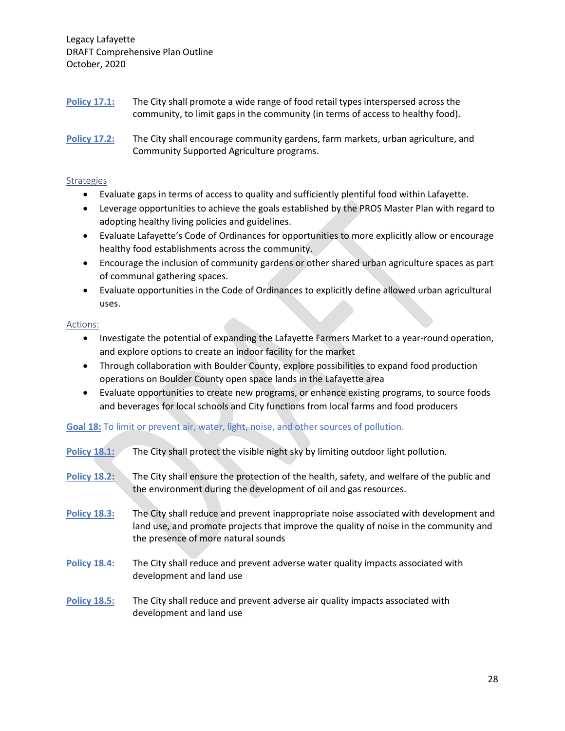**Policy 17.1:** The City shall promote a wide range of food retail types interspersed across the community, to limit gaps in the community (in terms of access to healthy food).

**Policy 17.2:** The City shall encourage community gardens, farm markets, urban agriculture, and Community Supported Agriculture programs.

Strategies

- Evaluate gaps in terms of access to quality and sufficiently plentiful food within Lafayette.
- Leverage opportunities to achieve the goals established by the PROS Master Plan with regard to adopting healthy living policies and guidelines.
- Evaluate Lafayette's Code of Ordinances for opportunities to more explicitly allow or encourage healthy food establishments across the community.
- Encourage the inclusion of community gardens or other shared urban agriculture spaces as part of communal gathering spaces.
- Evaluate opportunities in the Code of Ordinances to explicitly define allowed urban agricultural uses.

Actions:

- Investigate the potential of expanding the Lafayette Farmers Market to a year-round operation, and explore options to create an indoor facility for the market
- Through collaboration with Boulder County, explore possibilities to expand food production operations on Boulder County open space lands in the Lafayette area
- Evaluate opportunities to create new programs, or enhance existing programs, to source foods and beverages for local schools and City functions from local farms and food producers

**Goal 18:** To limit or prevent air, water, light, noise, and other sources of pollution.

**Policy 18.1:** The City shall protect the visible night sky by limiting outdoor light pollution.

**Policy 18.2:** The City shall ensure the protection of the health, safety, and welfare of the public and the environment during the development of oil and gas resources.

**Policy 18.3:** The City shall reduce and prevent inappropriate noise associated with development and land use, and promote projects that improve the quality of noise in the community and the presence of more natural sounds

**Policy 18.4:** The City shall reduce and prevent adverse water quality impacts associated with development and land use

**Policy 18.5:** The City shall reduce and prevent adverse air quality impacts associated with development and land use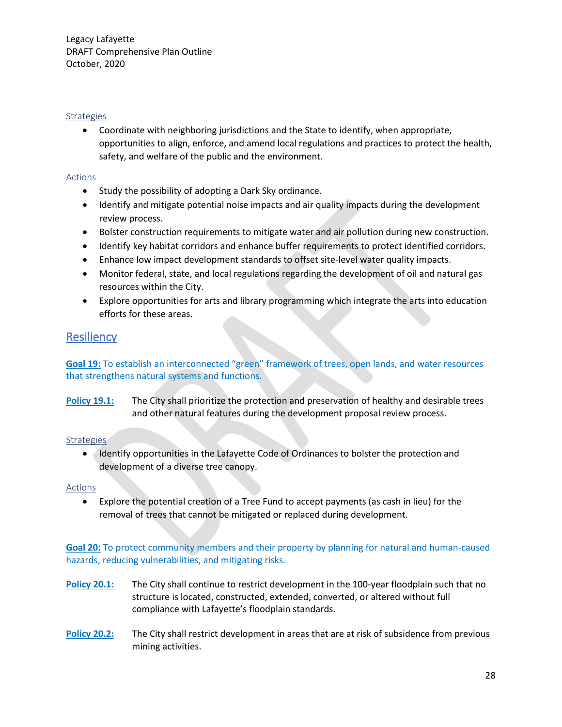Strategies

- Coordinate with neighboring jurisdictions and the State to identify, when appropriate, opportunities to align, enforce, and amend local regulations and practices to protect the health, safety, and welfare of the public and the environment.

Actions

- Study the possibility of adopting a Dark Sky ordinance.
- Identify and mitigate potential noise impacts and air quality impacts during the development review process.
- Bolster construction requirements to mitigate water and air pollution during new construction.
- Identify key habitat corridors and enhance buffer requirements to protect identified corridors.
- Enhance low impact development standards to offset site-level water quality impacts.
- Monitor federal, state, and local regulations regarding the development of oil and natural gas resources within the City.
- Explore opportunities for arts and library programming which integrate the arts into education efforts for these areas.

## Resiliency

**Goal 19:** To establish an interconnected "green" framework of trees, open lands, and water resources that strengthens natural systems and functions.

**Policy 19.1:** The City shall prioritize the protection and preservation of healthy and desirable trees and other natural features during the development proposal review process.

Strategies

- Identify opportunities in the Lafayette Code of Ordinances to bolster the protection and development of a diverse tree canopy.

Actions

- Explore the potential creation of a Tree Fund to accept payments (as cash in lieu) for the removal of trees that cannot be mitigated or replaced during development.

**Goal 20:** To protect community members and their property by planning for natural and human-caused hazards, reducing vulnerabilities, and mitigating risks.

**Policy 20.1:** The City shall continue to restrict development in the 100-year floodplain such that no structure is located, constructed, extended, converted, or altered without full compliance with Lafayette's floodplain standards.

**Policy 20.2:** The City shall restrict development in areas that are at risk of subsidence from previous mining activities.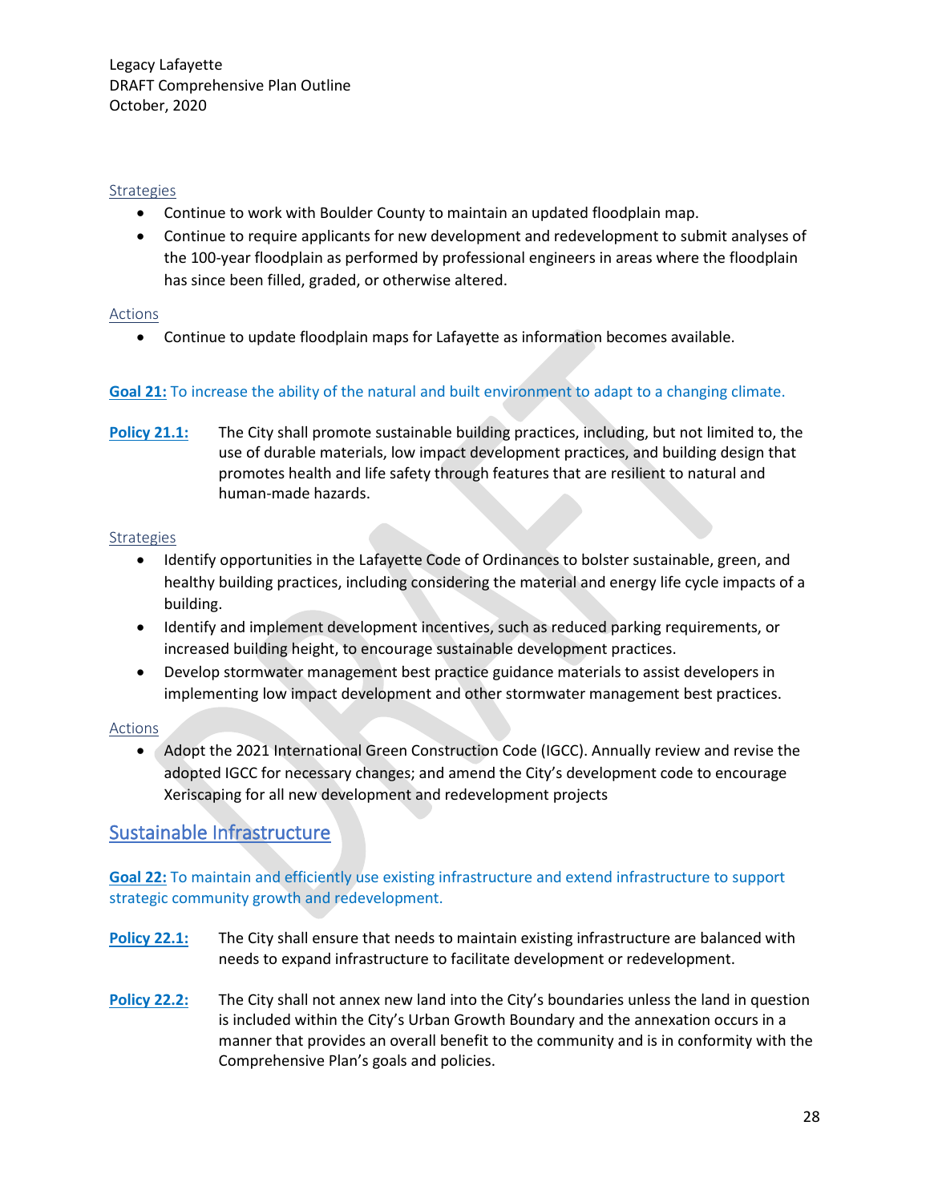Strategies

- Continue to work with Boulder County to maintain an updated floodplain map.
- Continue to require applicants for new development and redevelopment to submit analyses of the 100-year floodplain as performed by professional engineers in areas where the floodplain has since been filled, graded, or otherwise altered.

Actions

- Continue to update floodplain maps for Lafayette as information becomes available.

**Goal 21:** To increase the ability of the natural and built environment to adapt to a changing climate.

**Policy 21.1:** The City shall promote sustainable building practices, including, but not limited to, the use of durable materials, low impact development practices, and building design that promotes health and life safety through features that are resilient to natural and human-made hazards.

Strategies

- Identify opportunities in the Lafayette Code of Ordinances to bolster sustainable, green, and healthy building practices, including considering the material and energy life cycle impacts of a building.
- Identify and implement development incentives, such as reduced parking requirements, or increased building height, to encourage sustainable development practices.
- Develop stormwater management best practice guidance materials to assist developers in implementing low impact development and other stormwater management best practices.

Actions

- Adopt the 2021 International Green Construction Code (IGCC). Annually review and revise the adopted IGCC for necessary changes; and amend the City's development code to encourage Xeriscaping for all new development and redevelopment projects

## Sustainable Infrastructure

**Goal 22:** To maintain and efficiently use existing infrastructure and extend infrastructure to support strategic community growth and redevelopment.

**Policy 22.1:** The City shall ensure that needs to maintain existing infrastructure are balanced with needs to expand infrastructure to facilitate development or redevelopment.

**Policy 22.2:** The City shall not annex new land into the City's boundaries unless the land in question is included within the City's Urban Growth Boundary and the annexation occurs in a manner that provides an overall benefit to the community and is in conformity with the Comprehensive Plan's goals and policies.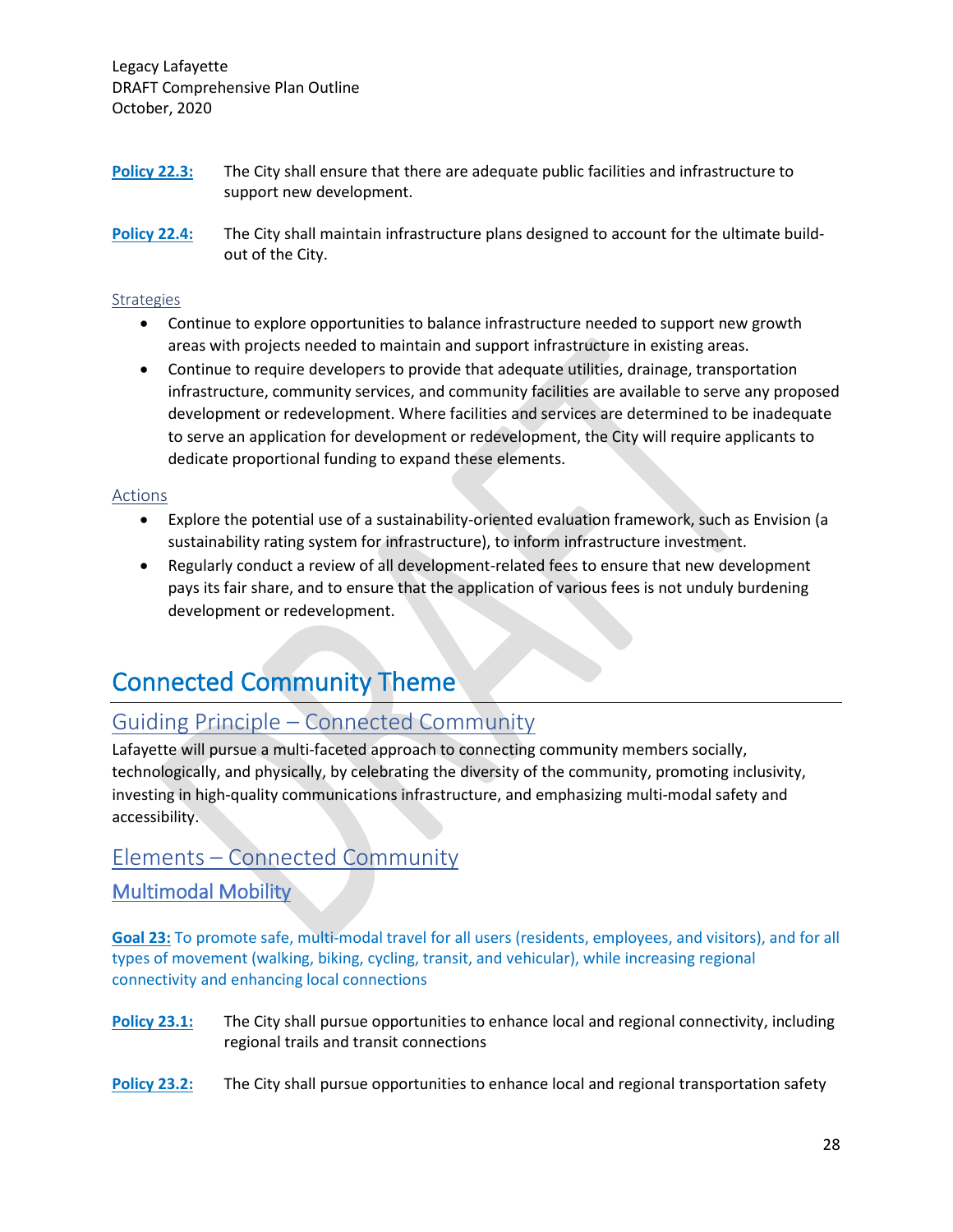**Policy 22.3:** The City shall ensure that there are adequate public facilities and infrastructure to support new development.

**Policy 22.4:** The City shall maintain infrastructure plans designed to account for the ultimate build-out of the City.

Strategies

- Continue to explore opportunities to balance infrastructure needed to support new growth areas with projects needed to maintain and support infrastructure in existing areas.
- Continue to require developers to provide that adequate utilities, drainage, transportation infrastructure, community services, and community facilities are available to serve any proposed development or redevelopment. Where facilities and services are determined to be inadequate to serve an application for development or redevelopment, the City will require applicants to dedicate proportional funding to expand these elements.

Actions

- Explore the potential use of a sustainability-oriented evaluation framework, such as Envision (a sustainability rating system for infrastructure), to inform infrastructure investment.
- Regularly conduct a review of all development-related fees to ensure that new development pays its fair share, and to ensure that the application of various fees is not unduly burdening development or redevelopment.

# Connected Community Theme

## Guiding Principle – Connected Community

Lafayette will pursue a multi-faceted approach to connecting community members socially, technologically, and physically, by celebrating the diversity of the community, promoting inclusivity, investing in high-quality communications infrastructure, and emphasizing multi-modal safety and accessibility.

## Elements – Connected Community

### Multimodal Mobility

**Goal 23:** To promote safe, multi-modal travel for all users (residents, employees, and visitors), and for all types of movement (walking, biking, cycling, transit, and vehicular), while increasing regional connectivity and enhancing local connections

**Policy 23.1:** The City shall pursue opportunities to enhance local and regional connectivity, including regional trails and transit connections

**Policy 23.2:** The City shall pursue opportunities to enhance local and regional transportation safety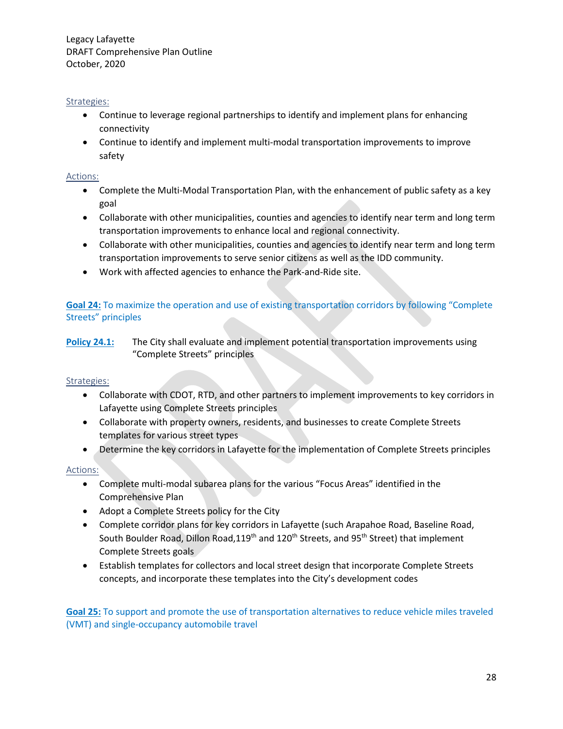Strategies:

- Continue to leverage regional partnerships to identify and implement plans for enhancing connectivity
- Continue to identify and implement multi-modal transportation improvements to improve safety

Actions:

- Complete the Multi-Modal Transportation Plan, with the enhancement of public safety as a key goal
- Collaborate with other municipalities, counties and agencies to identify near term and long term transportation improvements to enhance local and regional connectivity.
- Collaborate with other municipalities, counties and agencies to identify near term and long term transportation improvements to serve senior citizens as well as the IDD community.
- Work with affected agencies to enhance the Park-and-Ride site.

**Goal 24:** To maximize the operation and use of existing transportation corridors by following "Complete Streets" principles

**Policy 24.1:** The City shall evaluate and implement potential transportation improvements using "Complete Streets" principles

Strategies:

- Collaborate with CDOT, RTD, and other partners to implement improvements to key corridors in Lafayette using Complete Streets principles
- Collaborate with property owners, residents, and businesses to create Complete Streets templates for various street types
- Determine the key corridors in Lafayette for the implementation of Complete Streets principles

Actions:

- Complete multi-modal subarea plans for the various "Focus Areas" identified in the Comprehensive Plan
- Adopt a Complete Streets policy for the City
- Complete corridor plans for key corridors in Lafayette (such Arapahoe Road, Baseline Road, South Boulder Road, Dillon Road,119th and 120th Streets, and 95th Street) that implement Complete Streets goals
- Establish templates for collectors and local street design that incorporate Complete Streets concepts, and incorporate these templates into the City's development codes

**Goal 25:** To support and promote the use of transportation alternatives to reduce vehicle miles traveled (VMT) and single-occupancy automobile travel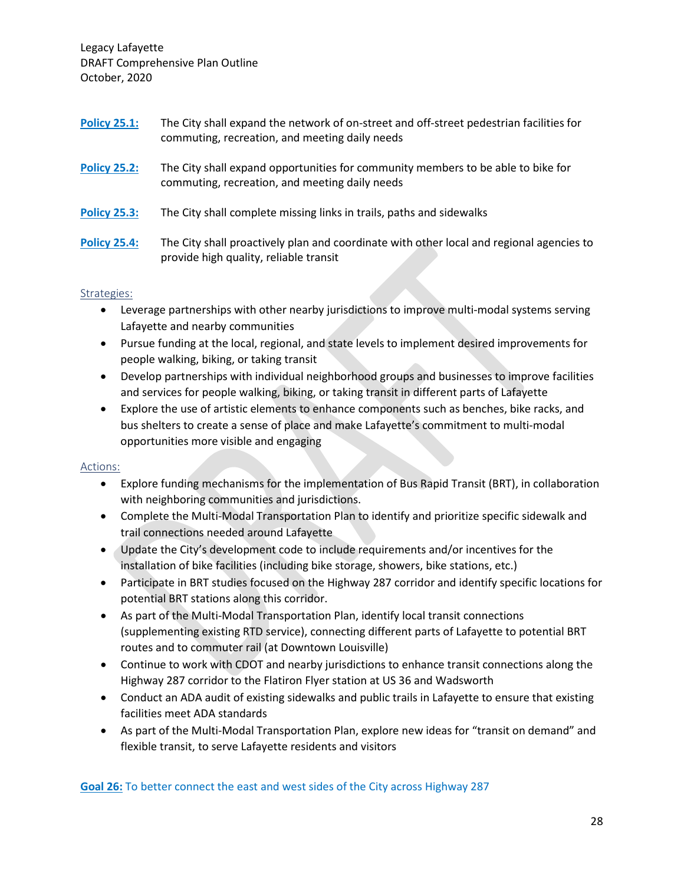**Policy 25.1:** The City shall expand the network of on-street and off-street pedestrian facilities for commuting, recreation, and meeting daily needs

**Policy 25.2:** The City shall expand opportunities for community members to be able to bike for commuting, recreation, and meeting daily needs

**Policy 25.3:** The City shall complete missing links in trails, paths and sidewalks

**Policy 25.4:** The City shall proactively plan and coordinate with other local and regional agencies to provide high quality, reliable transit

Strategies:

- Leverage partnerships with other nearby jurisdictions to improve multi-modal systems serving Lafayette and nearby communities
- Pursue funding at the local, regional, and state levels to implement desired improvements for people walking, biking, or taking transit
- Develop partnerships with individual neighborhood groups and businesses to improve facilities and services for people walking, biking, or taking transit in different parts of Lafayette
- Explore the use of artistic elements to enhance components such as benches, bike racks, and bus shelters to create a sense of place and make Lafayette's commitment to multi-modal opportunities more visible and engaging

Actions:

- Explore funding mechanisms for the implementation of Bus Rapid Transit (BRT), in collaboration with neighboring communities and jurisdictions.
- Complete the Multi-Modal Transportation Plan to identify and prioritize specific sidewalk and trail connections needed around Lafayette
- Update the City's development code to include requirements and/or incentives for the installation of bike facilities (including bike storage, showers, bike stations, etc.)
- Participate in BRT studies focused on the Highway 287 corridor and identify specific locations for potential BRT stations along this corridor.
- As part of the Multi-Modal Transportation Plan, identify local transit connections (supplementing existing RTD service), connecting different parts of Lafayette to potential BRT routes and to commuter rail (at Downtown Louisville)
- Continue to work with CDOT and nearby jurisdictions to enhance transit connections along the Highway 287 corridor to the Flatiron Flyer station at US 36 and Wadsworth
- Conduct an ADA audit of existing sidewalks and public trails in Lafayette to ensure that existing facilities meet ADA standards
- As part of the Multi-Modal Transportation Plan, explore new ideas for "transit on demand" and flexible transit, to serve Lafayette residents and visitors

**Goal 26:** To better connect the east and west sides of the City across Highway 287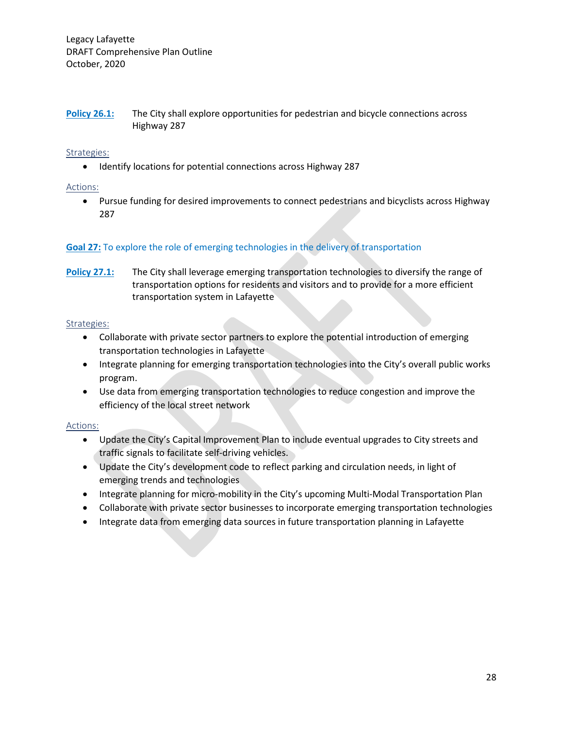**Policy 26.1:** The City shall explore opportunities for pedestrian and bicycle connections across Highway 287

Strategies:

- Identify locations for potential connections across Highway 287

Actions:

- Pursue funding for desired improvements to connect pedestrians and bicyclists across Highway 287

## **Goal 27:** To explore the role of emerging technologies in the delivery of transportation

**Policy 27.1:** The City shall leverage emerging transportation technologies to diversify the range of transportation options for residents and visitors and to provide for a more efficient transportation system in Lafayette

Strategies:

- Collaborate with private sector partners to explore the potential introduction of emerging transportation technologies in Lafayette
- Integrate planning for emerging transportation technologies into the City's overall public works program.
- Use data from emerging transportation technologies to reduce congestion and improve the efficiency of the local street network

Actions:

- Update the City's Capital Improvement Plan to include eventual upgrades to City streets and traffic signals to facilitate self-driving vehicles.
- Update the City's development code to reflect parking and circulation needs, in light of emerging trends and technologies
- Integrate planning for micro-mobility in the City's upcoming Multi-Modal Transportation Plan
- Collaborate with private sector businesses to incorporate emerging transportation technologies
- Integrate data from emerging data sources in future transportation planning in Lafayette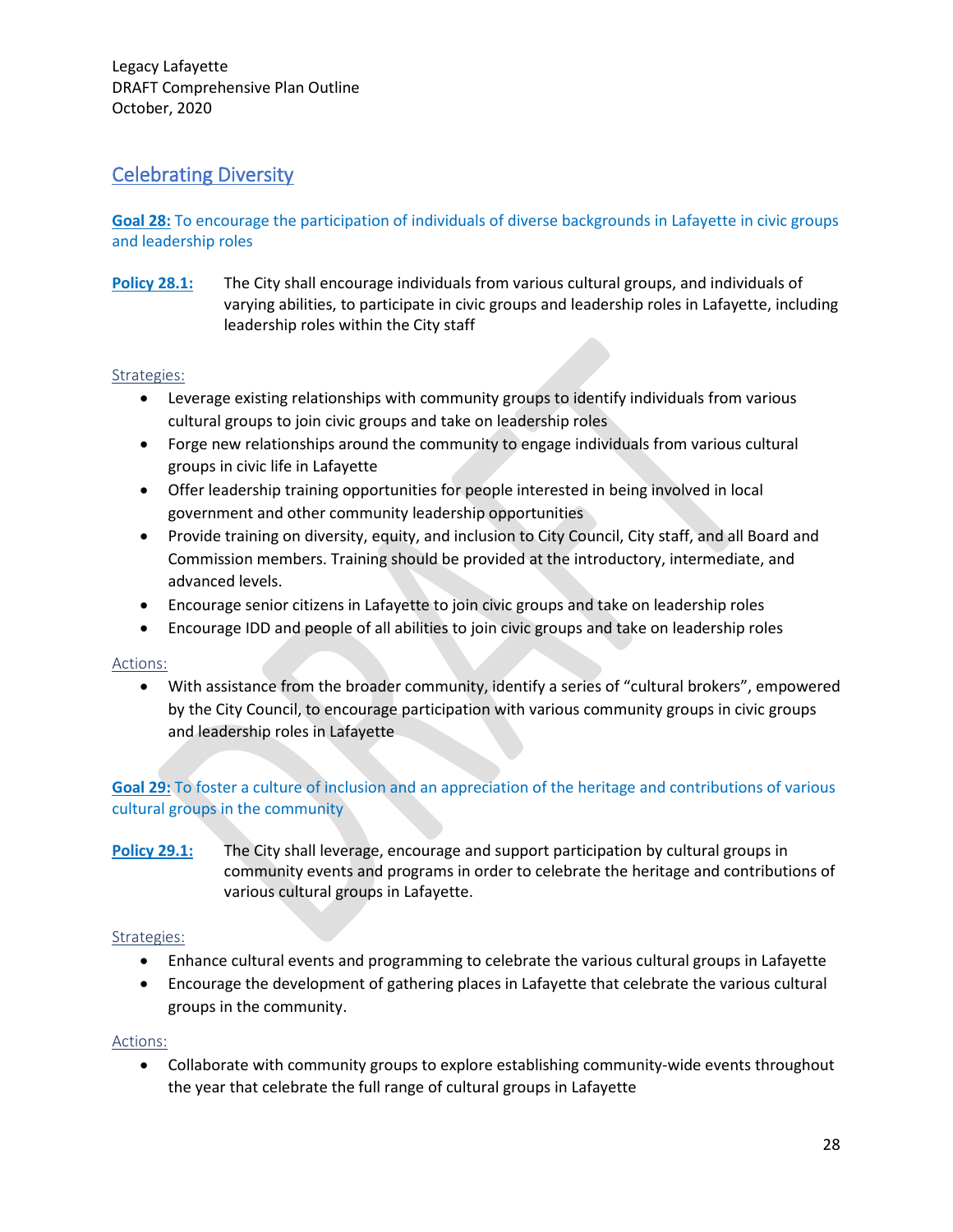## Celebrating Diversity

**Goal 28:** To encourage the participation of individuals of diverse backgrounds in Lafayette in civic groups and leadership roles

**Policy 28.1:** The City shall encourage individuals from various cultural groups, and individuals of varying abilities, to participate in civic groups and leadership roles in Lafayette, including leadership roles within the City staff

Strategies:

- Leverage existing relationships with community groups to identify individuals from various cultural groups to join civic groups and take on leadership roles
- Forge new relationships around the community to engage individuals from various cultural groups in civic life in Lafayette
- Offer leadership training opportunities for people interested in being involved in local government and other community leadership opportunities
- Provide training on diversity, equity, and inclusion to City Council, City staff, and all Board and Commission members. Training should be provided at the introductory, intermediate, and advanced levels.
- Encourage senior citizens in Lafayette to join civic groups and take on leadership roles
- Encourage IDD and people of all abilities to join civic groups and take on leadership roles

Actions:

- With assistance from the broader community, identify a series of "cultural brokers", empowered by the City Council, to encourage participation with various community groups in civic groups and leadership roles in Lafayette

**Goal 29:** To foster a culture of inclusion and an appreciation of the heritage and contributions of various cultural groups in the community

**Policy 29.1:** The City shall leverage, encourage and support participation by cultural groups in community events and programs in order to celebrate the heritage and contributions of various cultural groups in Lafayette.

Strategies:

- Enhance cultural events and programming to celebrate the various cultural groups in Lafayette
- Encourage the development of gathering places in Lafayette that celebrate the various cultural groups in the community.

Actions:

- Collaborate with community groups to explore establishing community-wide events throughout the year that celebrate the full range of cultural groups in Lafayette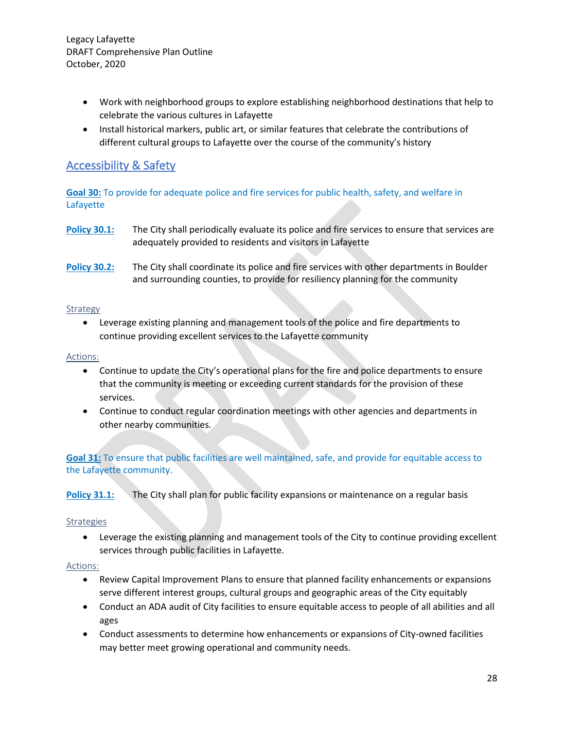- Work with neighborhood groups to explore establishing neighborhood destinations that help to celebrate the various cultures in Lafayette
- Install historical markers, public art, or similar features that celebrate the contributions of different cultural groups to Lafayette over the course of the community's history

## Accessibility & Safety

**Goal 30:** To provide for adequate police and fire services for public health, safety, and welfare in Lafayette

**Policy 30.1:** The City shall periodically evaluate its police and fire services to ensure that services are adequately provided to residents and visitors in Lafayette

**Policy 30.2:** The City shall coordinate its police and fire services with other departments in Boulder and surrounding counties, to provide for resiliency planning for the community

Strategy

- Leverage existing planning and management tools of the police and fire departments to continue providing excellent services to the Lafayette community

Actions:

- Continue to update the City's operational plans for the fire and police departments to ensure that the community is meeting or exceeding current standards for the provision of these services.
- Continue to conduct regular coordination meetings with other agencies and departments in other nearby communities.

**Goal 31:** To ensure that public facilities are well maintained, safe, and provide for equitable access to the Lafayette community.

**Policy 31.1:** The City shall plan for public facility expansions or maintenance on a regular basis

Strategies

- Leverage the existing planning and management tools of the City to continue providing excellent services through public facilities in Lafayette.

Actions:

- Review Capital Improvement Plans to ensure that planned facility enhancements or expansions serve different interest groups, cultural groups and geographic areas of the City equitably
- Conduct an ADA audit of City facilities to ensure equitable access to people of all abilities and all ages
- Conduct assessments to determine how enhancements or expansions of City-owned facilities may better meet growing operational and community needs.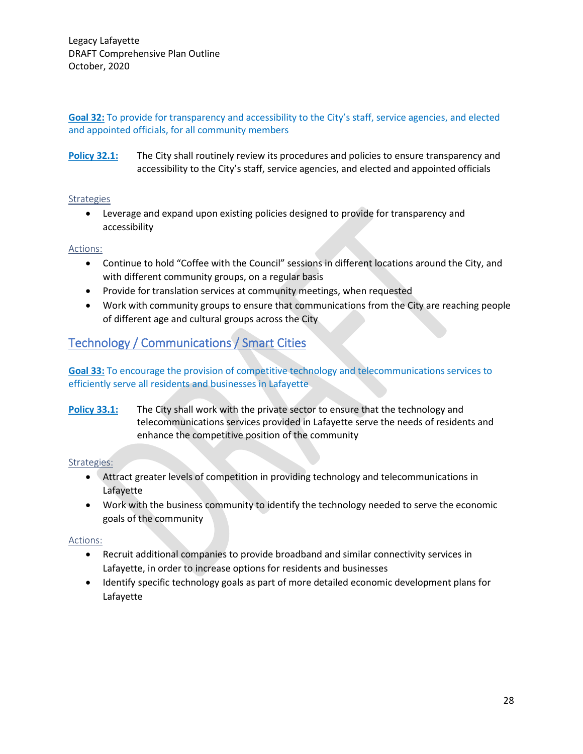**Goal 32:** To provide for transparency and accessibility to the City's staff, service agencies, and elected and appointed officials, for all community members

**Policy 32.1:** The City shall routinely review its procedures and policies to ensure transparency and accessibility to the City's staff, service agencies, and elected and appointed officials

Strategies

- Leverage and expand upon existing policies designed to provide for transparency and accessibility

Actions:

- Continue to hold "Coffee with the Council" sessions in different locations around the City, and with different community groups, on a regular basis
- Provide for translation services at community meetings, when requested
- Work with community groups to ensure that communications from the City are reaching people of different age and cultural groups across the City

## Technology / Communications / Smart Cities

**Goal 33:** To encourage the provision of competitive technology and telecommunications services to efficiently serve all residents and businesses in Lafayette

**Policy 33.1:** The City shall work with the private sector to ensure that the technology and telecommunications services provided in Lafayette serve the needs of residents and enhance the competitive position of the community

Strategies:

- Attract greater levels of competition in providing technology and telecommunications in Lafayette
- Work with the business community to identify the technology needed to serve the economic goals of the community

Actions:

- Recruit additional companies to provide broadband and similar connectivity services in Lafayette, in order to increase options for residents and businesses
- Identify specific technology goals as part of more detailed economic development plans for Lafayette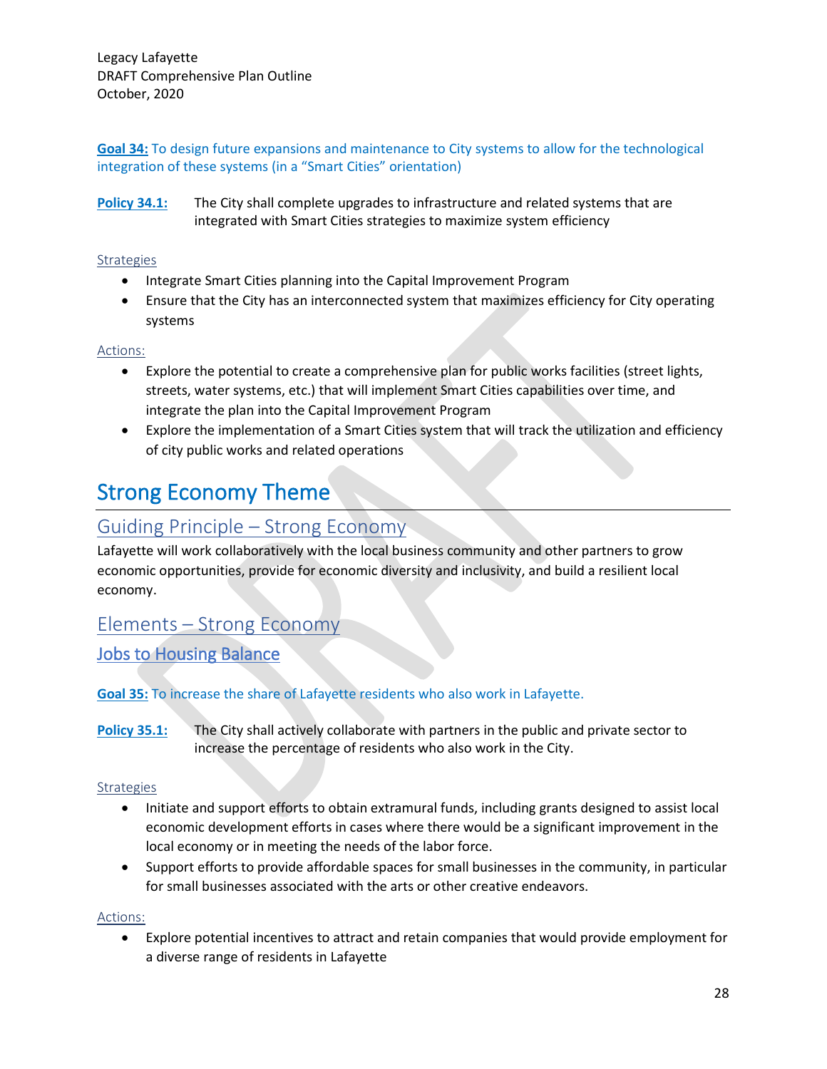**Goal 34:** To design future expansions and maintenance to City systems to allow for the technological integration of these systems (in a "Smart Cities" orientation)

**Policy 34.1:** The City shall complete upgrades to infrastructure and related systems that are integrated with Smart Cities strategies to maximize system efficiency

Strategies

- Integrate Smart Cities planning into the Capital Improvement Program
- Ensure that the City has an interconnected system that maximizes efficiency for City operating systems

Actions:

- Explore the potential to create a comprehensive plan for public works facilities (street lights, streets, water systems, etc.) that will implement Smart Cities capabilities over time, and integrate the plan into the Capital Improvement Program
- Explore the implementation of a Smart Cities system that will track the utilization and efficiency of city public works and related operations

# Strong Economy Theme

## Guiding Principle – Strong Economy

Lafayette will work collaboratively with the local business community and other partners to grow economic opportunities, provide for economic diversity and inclusivity, and build a resilient local economy.

## Elements – Strong Economy

### Jobs to Housing Balance

**Goal 35:** To increase the share of Lafayette residents who also work in Lafayette.

**Policy 35.1:** The City shall actively collaborate with partners in the public and private sector to increase the percentage of residents who also work in the City.

Strategies

- Initiate and support efforts to obtain extramural funds, including grants designed to assist local economic development efforts in cases where there would be a significant improvement in the local economy or in meeting the needs of the labor force.
- Support efforts to provide affordable spaces for small businesses in the community, in particular for small businesses associated with the arts or other creative endeavors.

Actions:

- Explore potential incentives to attract and retain companies that would provide employment for a diverse range of residents in Lafayette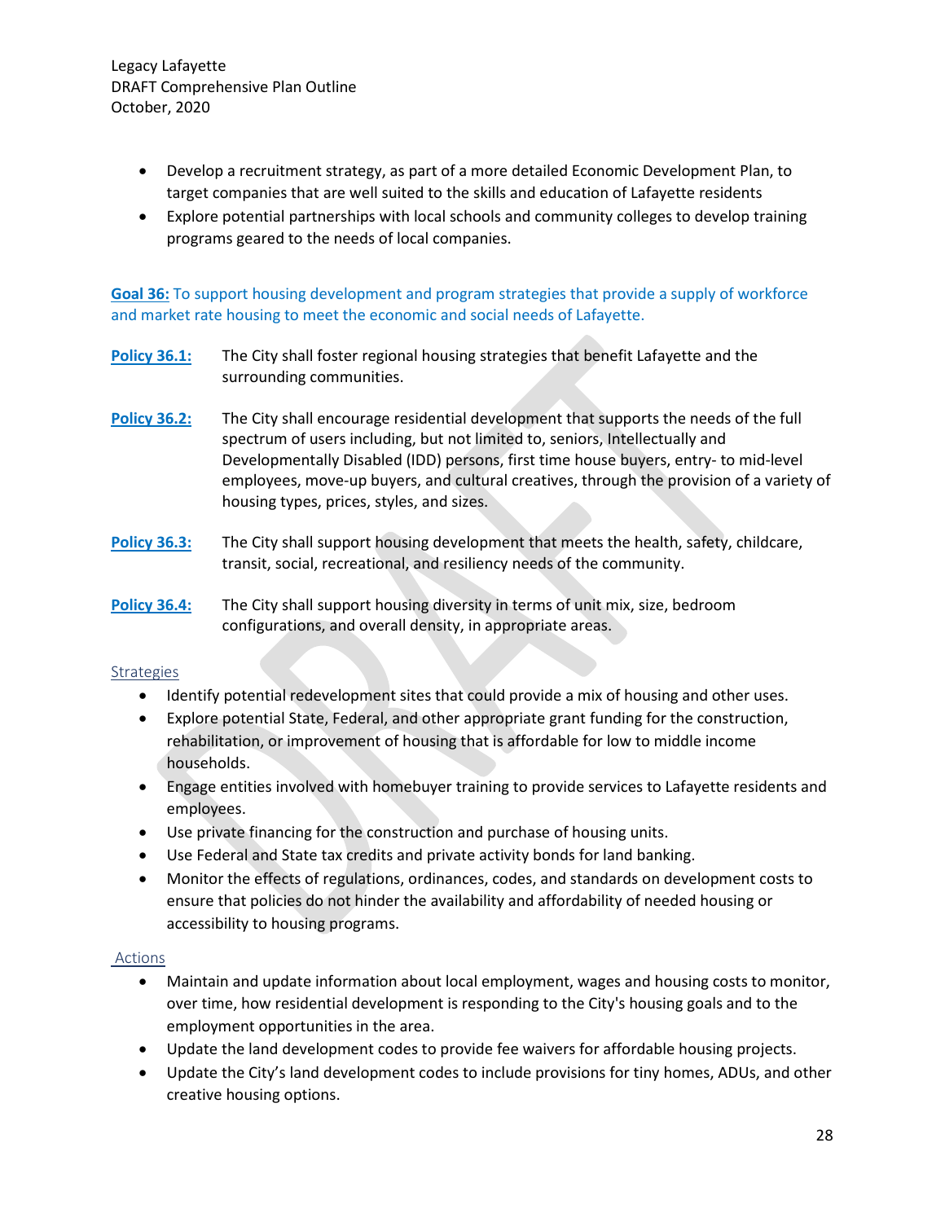- Develop a recruitment strategy, as part of a more detailed Economic Development Plan, to target companies that are well suited to the skills and education of Lafayette residents
- Explore potential partnerships with local schools and community colleges to develop training programs geared to the needs of local companies.

**Goal 36:** To support housing development and program strategies that provide a supply of workforce and market rate housing to meet the economic and social needs of Lafayette.

**Policy 36.1:** The City shall foster regional housing strategies that benefit Lafayette and the surrounding communities.

**Policy 36.2:** The City shall encourage residential development that supports the needs of the full spectrum of users including, but not limited to, seniors, Intellectually and Developmentally Disabled (IDD) persons, first time house buyers, entry- to mid-level employees, move-up buyers, and cultural creatives, through the provision of a variety of housing types, prices, styles, and sizes.

**Policy 36.3:** The City shall support housing development that meets the health, safety, childcare, transit, social, recreational, and resiliency needs of the community.

**Policy 36.4:** The City shall support housing diversity in terms of unit mix, size, bedroom configurations, and overall density, in appropriate areas.

Strategies

- Identify potential redevelopment sites that could provide a mix of housing and other uses.
- Explore potential State, Federal, and other appropriate grant funding for the construction, rehabilitation, or improvement of housing that is affordable for low to middle income households.
- Engage entities involved with homebuyer training to provide services to Lafayette residents and employees.
- Use private financing for the construction and purchase of housing units.
- Use Federal and State tax credits and private activity bonds for land banking.
- Monitor the effects of regulations, ordinances, codes, and standards on development costs to ensure that policies do not hinder the availability and affordability of needed housing or accessibility to housing programs.

Actions

- Maintain and update information about local employment, wages and housing costs to monitor, over time, how residential development is responding to the City's housing goals and to the employment opportunities in the area.
- Update the land development codes to provide fee waivers for affordable housing projects.
- Update the City's land development codes to include provisions for tiny homes, ADUs, and other creative housing options.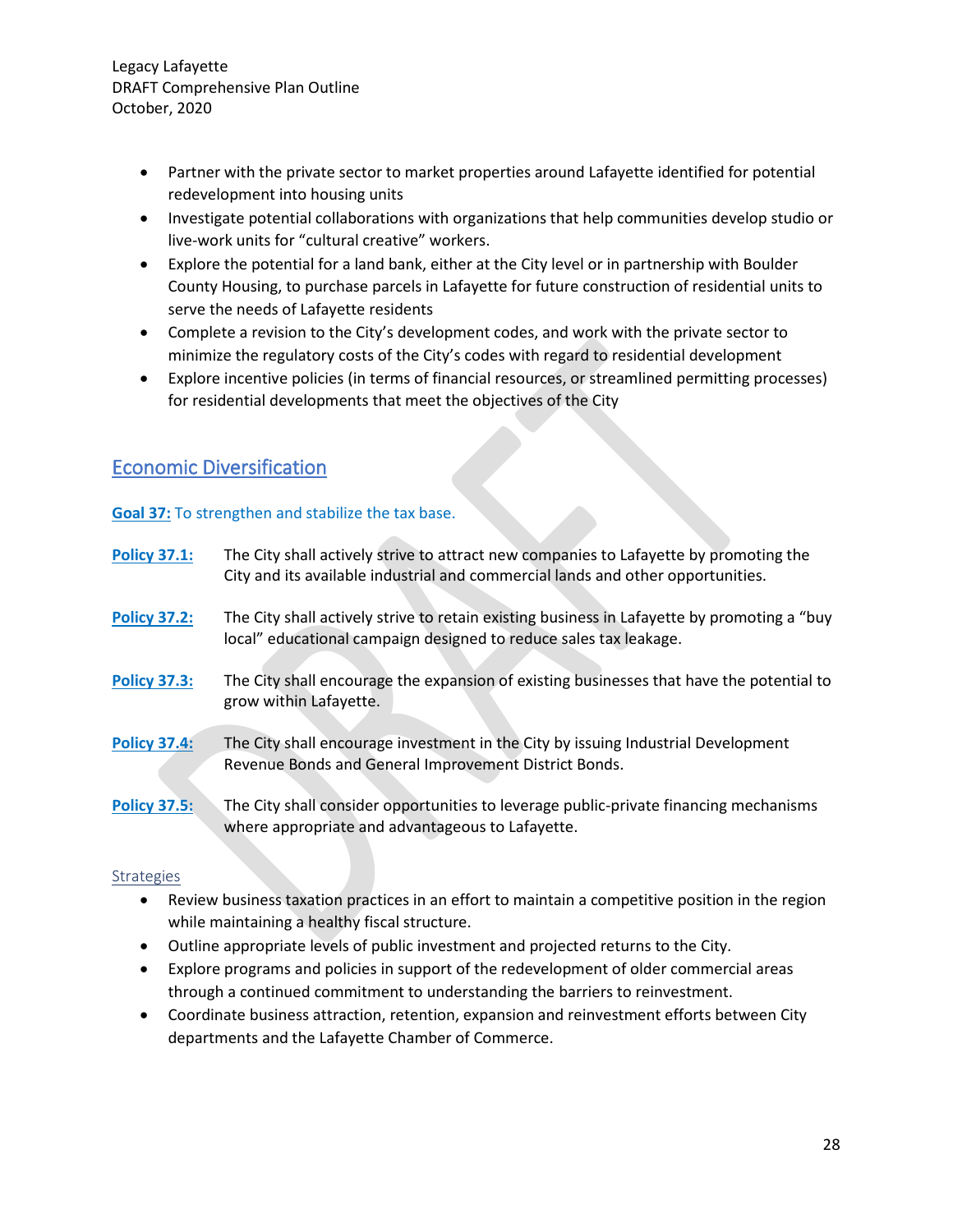- Partner with the private sector to market properties around Lafayette identified for potential redevelopment into housing units
- Investigate potential collaborations with organizations that help communities develop studio or live-work units for "cultural creative" workers.
- Explore the potential for a land bank, either at the City level or in partnership with Boulder County Housing, to purchase parcels in Lafayette for future construction of residential units to serve the needs of Lafayette residents
- Complete a revision to the City's development codes, and work with the private sector to minimize the regulatory costs of the City's codes with regard to residential development
- Explore incentive policies (in terms of financial resources, or streamlined permitting processes) for residential developments that meet the objectives of the City

## Economic Diversification

**Goal 37:** To strengthen and stabilize the tax base.

**Policy 37.1:** The City shall actively strive to attract new companies to Lafayette by promoting the City and its available industrial and commercial lands and other opportunities.

**Policy 37.2:** The City shall actively strive to retain existing business in Lafayette by promoting a "buy local" educational campaign designed to reduce sales tax leakage.

**Policy 37.3:** The City shall encourage the expansion of existing businesses that have the potential to grow within Lafayette.

**Policy 37.4:** The City shall encourage investment in the City by issuing Industrial Development Revenue Bonds and General Improvement District Bonds.

**Policy 37.5:** The City shall consider opportunities to leverage public-private financing mechanisms where appropriate and advantageous to Lafayette.

### Strategies

- Review business taxation practices in an effort to maintain a competitive position in the region while maintaining a healthy fiscal structure.
- Outline appropriate levels of public investment and projected returns to the City.
- Explore programs and policies in support of the redevelopment of older commercial areas through a continued commitment to understanding the barriers to reinvestment.
- Coordinate business attraction, retention, expansion and reinvestment efforts between City departments and the Lafayette Chamber of Commerce.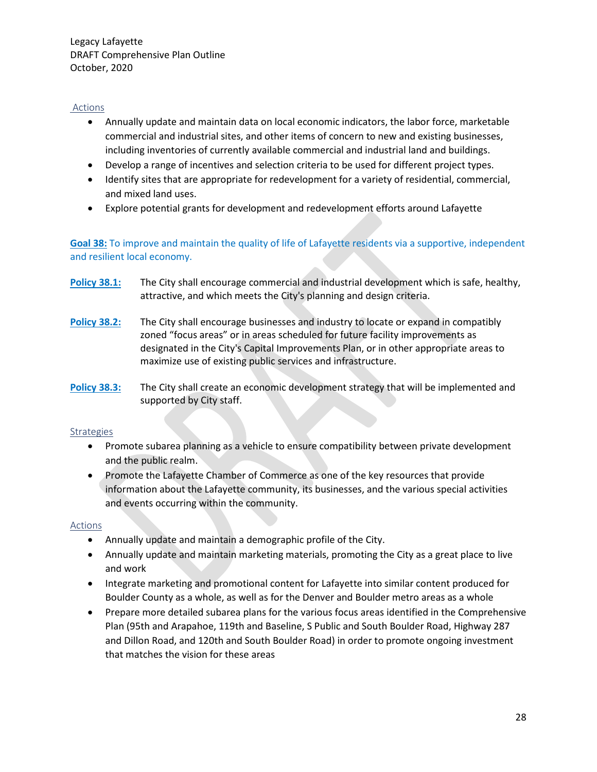Actions

- Annually update and maintain data on local economic indicators, the labor force, marketable commercial and industrial sites, and other items of concern to new and existing businesses, including inventories of currently available commercial and industrial land and buildings.
- Develop a range of incentives and selection criteria to be used for different project types.
- Identify sites that are appropriate for redevelopment for a variety of residential, commercial, and mixed land uses.
- Explore potential grants for development and redevelopment efforts around Lafayette

**Goal 38:** To improve and maintain the quality of life of Lafayette residents via a supportive, independent and resilient local economy.

**Policy 38.1:** The City shall encourage commercial and industrial development which is safe, healthy, attractive, and which meets the City's planning and design criteria.

**Policy 38.2:** The City shall encourage businesses and industry to locate or expand in compatibly zoned "focus areas" or in areas scheduled for future facility improvements as designated in the City's Capital Improvements Plan, or in other appropriate areas to maximize use of existing public services and infrastructure.

**Policy 38.3:** The City shall create an economic development strategy that will be implemented and supported by City staff.

Strategies

- Promote subarea planning as a vehicle to ensure compatibility between private development and the public realm.
- Promote the Lafayette Chamber of Commerce as one of the key resources that provide information about the Lafayette community, its businesses, and the various special activities and events occurring within the community.

Actions

- Annually update and maintain a demographic profile of the City.
- Annually update and maintain marketing materials, promoting the City as a great place to live and work
- Integrate marketing and promotional content for Lafayette into similar content produced for Boulder County as a whole, as well as for the Denver and Boulder metro areas as a whole
- Prepare more detailed subarea plans for the various focus areas identified in the Comprehensive Plan (95th and Arapahoe, 119th and Baseline, S Public and South Boulder Road, Highway 287 and Dillon Road, and 120th and South Boulder Road) in order to promote ongoing investment that matches the vision for these areas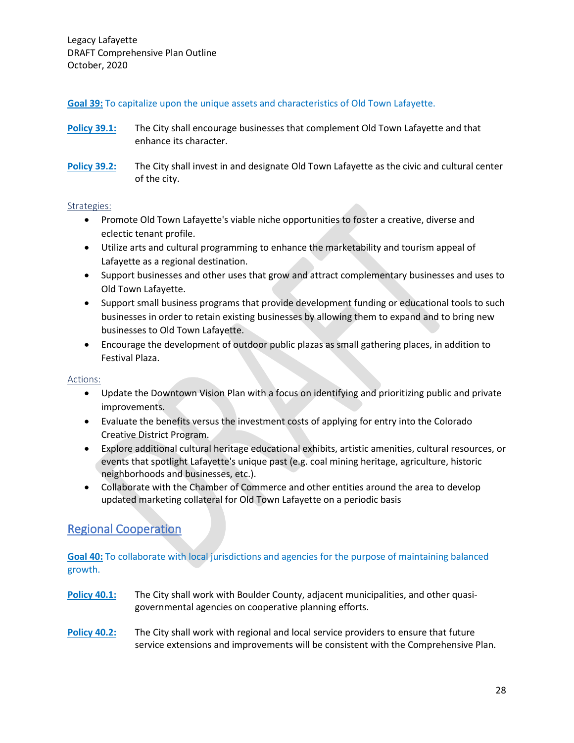**Goal 39:** To capitalize upon the unique assets and characteristics of Old Town Lafayette.

**Policy 39.1:** The City shall encourage businesses that complement Old Town Lafayette and that enhance its character.

**Policy 39.2:** The City shall invest in and designate Old Town Lafayette as the civic and cultural center of the city.

Strategies:

- Promote Old Town Lafayette's viable niche opportunities to foster a creative, diverse and eclectic tenant profile.
- Utilize arts and cultural programming to enhance the marketability and tourism appeal of Lafayette as a regional destination.
- Support businesses and other uses that grow and attract complementary businesses and uses to Old Town Lafayette.
- Support small business programs that provide development funding or educational tools to such businesses in order to retain existing businesses by allowing them to expand and to bring new businesses to Old Town Lafayette.
- Encourage the development of outdoor public plazas as small gathering places, in addition to Festival Plaza.

Actions:

- Update the Downtown Vision Plan with a focus on identifying and prioritizing public and private improvements.
- Evaluate the benefits versus the investment costs of applying for entry into the Colorado Creative District Program.
- Explore additional cultural heritage educational exhibits, artistic amenities, cultural resources, or events that spotlight Lafayette's unique past (e.g. coal mining heritage, agriculture, historic neighborhoods and businesses, etc.).
- Collaborate with the Chamber of Commerce and other entities around the area to develop updated marketing collateral for Old Town Lafayette on a periodic basis

## Regional Cooperation

**Goal 40:** To collaborate with local jurisdictions and agencies for the purpose of maintaining balanced growth.

**Policy 40.1:** The City shall work with Boulder County, adjacent municipalities, and other quasi-governmental agencies on cooperative planning efforts.

**Policy 40.2:** The City shall work with regional and local service providers to ensure that future service extensions and improvements will be consistent with the Comprehensive Plan.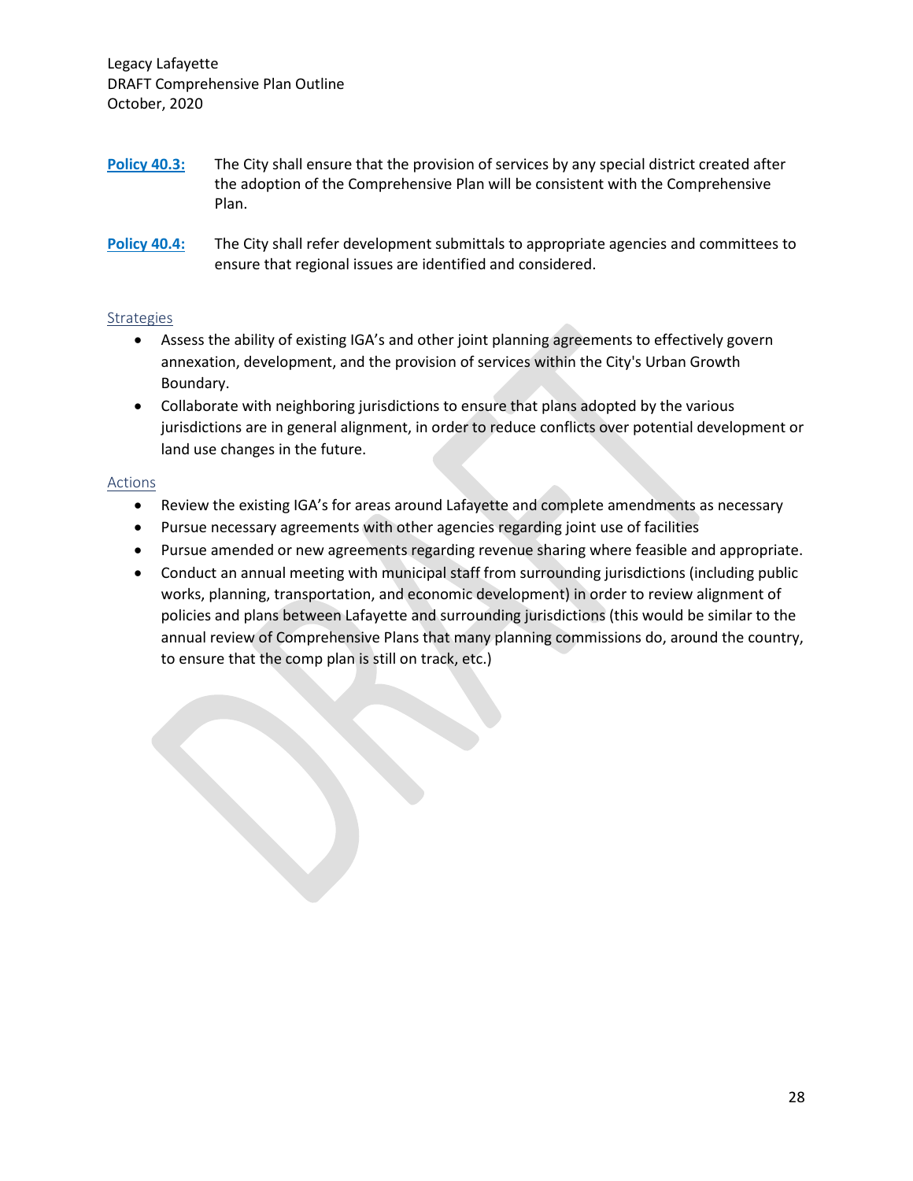**Policy 40.3:** The City shall ensure that the provision of services by any special district created after the adoption of the Comprehensive Plan will be consistent with the Comprehensive Plan.

**Policy 40.4:** The City shall refer development submittals to appropriate agencies and committees to ensure that regional issues are identified and considered.

### Strategies

- Assess the ability of existing IGA's and other joint planning agreements to effectively govern annexation, development, and the provision of services within the City's Urban Growth Boundary.
- Collaborate with neighboring jurisdictions to ensure that plans adopted by the various jurisdictions are in general alignment, in order to reduce conflicts over potential development or land use changes in the future.

### Actions

- Review the existing IGA's for areas around Lafayette and complete amendments as necessary
- Pursue necessary agreements with other agencies regarding joint use of facilities
- Pursue amended or new agreements regarding revenue sharing where feasible and appropriate.
- Conduct an annual meeting with municipal staff from surrounding jurisdictions (including public works, planning, transportation, and economic development) in order to review alignment of policies and plans between Lafayette and surrounding jurisdictions (this would be similar to the annual review of Comprehensive Plans that many planning commissions do, around the country, to ensure that the comp plan is still on track, etc.)